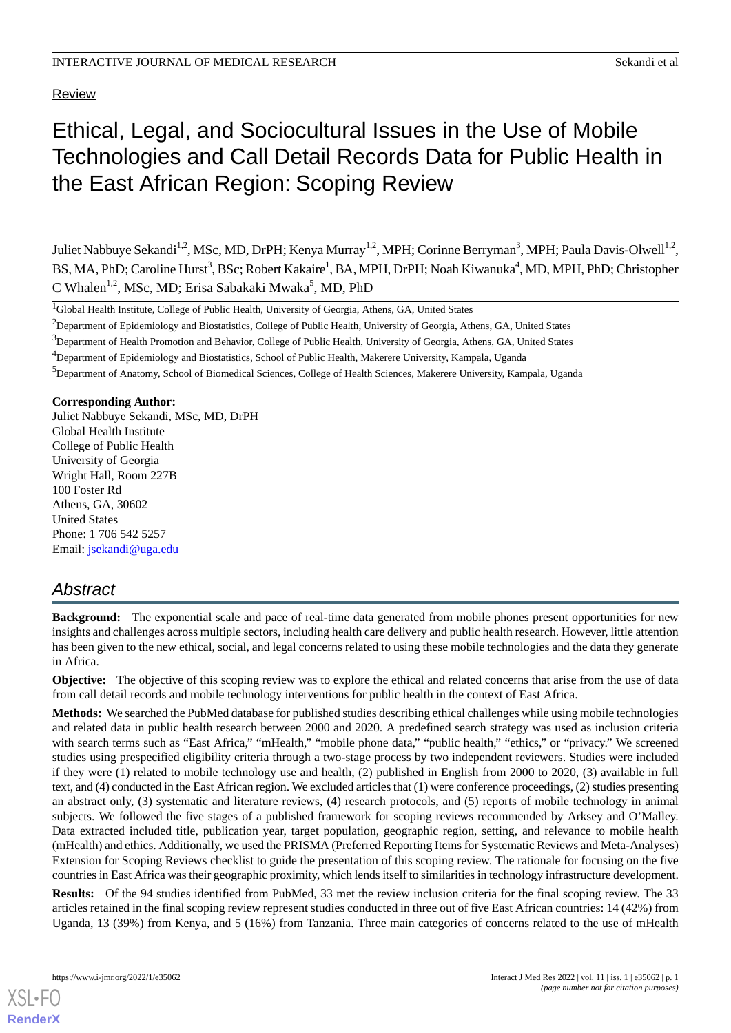Review

# Ethical, Legal, and Sociocultural Issues in the Use of Mobile Technologies and Call Detail Records Data for Public Health in the East African Region: Scoping Review

Juliet Nabbuye Sekandi[1,2], MSc, MD, DrPH; Kenya Murray[1,2], MPH; Corinne Berryman[3], MPH; Paula Davis-Olwell[1,2], BS, MA, PhD; Caroline Hurst[3], BSc; Robert Kakaire[1], BA, MPH, DrPH; Noah Kiwanuka[4], MD, MPH, PhD; Christopher C Whalen[1,2], MSc, MD; Erisa Sabakaki Mwaka[5], MD, PhD

[1]Global Health Institute, College of Public Health, University of Georgia, Athens, GA, United States

[2]Department of Epidemiology and Biostatistics, College of Public Health, University of Georgia, Athens, GA, United States

[3]Department of Health Promotion and Behavior, College of Public Health, University of Georgia, Athens, GA, United States

[4]Department of Epidemiology and Biostatistics, School of Public Health, Makerere University, Kampala, Uganda

[5]Department of Anatomy, School of Biomedical Sciences, College of Health Sciences, Makerere University, Kampala, Uganda

**Corresponding Author:**
Juliet Nabbuye Sekandi, MSc, MD, DrPH
Global Health Institute
College of Public Health
University of Georgia
Wright Hall, Room 227B
100 Foster Rd
Athens, GA, 30602
United States
Phone: 1 706 542 5257
Email: jsekandi@uga.edu

## Abstract

**Background:** The exponential scale and pace of real-time data generated from mobile phones present opportunities for new insights and challenges across multiple sectors, including health care delivery and public health research. However, little attention has been given to the new ethical, social, and legal concerns related to using these mobile technologies and the data they generate in Africa.

**Objective:** The objective of this scoping review was to explore the ethical and related concerns that arise from the use of data from call detail records and mobile technology interventions for public health in the context of East Africa.

**Methods:** We searched the PubMed database for published studies describing ethical challenges while using mobile technologies and related data in public health research between 2000 and 2020. A predefined search strategy was used as inclusion criteria with search terms such as "East Africa," "mHealth," "mobile phone data," "public health," "ethics," or "privacy." We screened studies using prespecified eligibility criteria through a two-stage process by two independent reviewers. Studies were included if they were (1) related to mobile technology use and health, (2) published in English from 2000 to 2020, (3) available in full text, and (4) conducted in the East African region. We excluded articles that (1) were conference proceedings, (2) studies presenting an abstract only, (3) systematic and literature reviews, (4) research protocols, and (5) reports of mobile technology in animal subjects. We followed the five stages of a published framework for scoping reviews recommended by Arksey and O'Malley. Data extracted included title, publication year, target population, setting, geographic region, setting, and relevance to mobile health (mHealth) and ethics. Additionally, we used the PRISMA (Preferred Reporting Items for Systematic Reviews and Meta-Analyses) Extension for Scoping Reviews checklist to guide the presentation of this scoping review. The rationale for focusing on the five countries in East Africa was their geographic proximity, which lends itself to similarities in technology infrastructure development.

**Results:** Of the 94 studies identified from PubMed, 33 met the review inclusion criteria for the final scoping review. The 33 articles retained in the final scoping review represent studies conducted in three out of five East African countries: 14 (42%) from Uganda, 13 (39%) from Kenya, and 5 (16%) from Tanzania. Three main categories of concerns related to the use of mHealth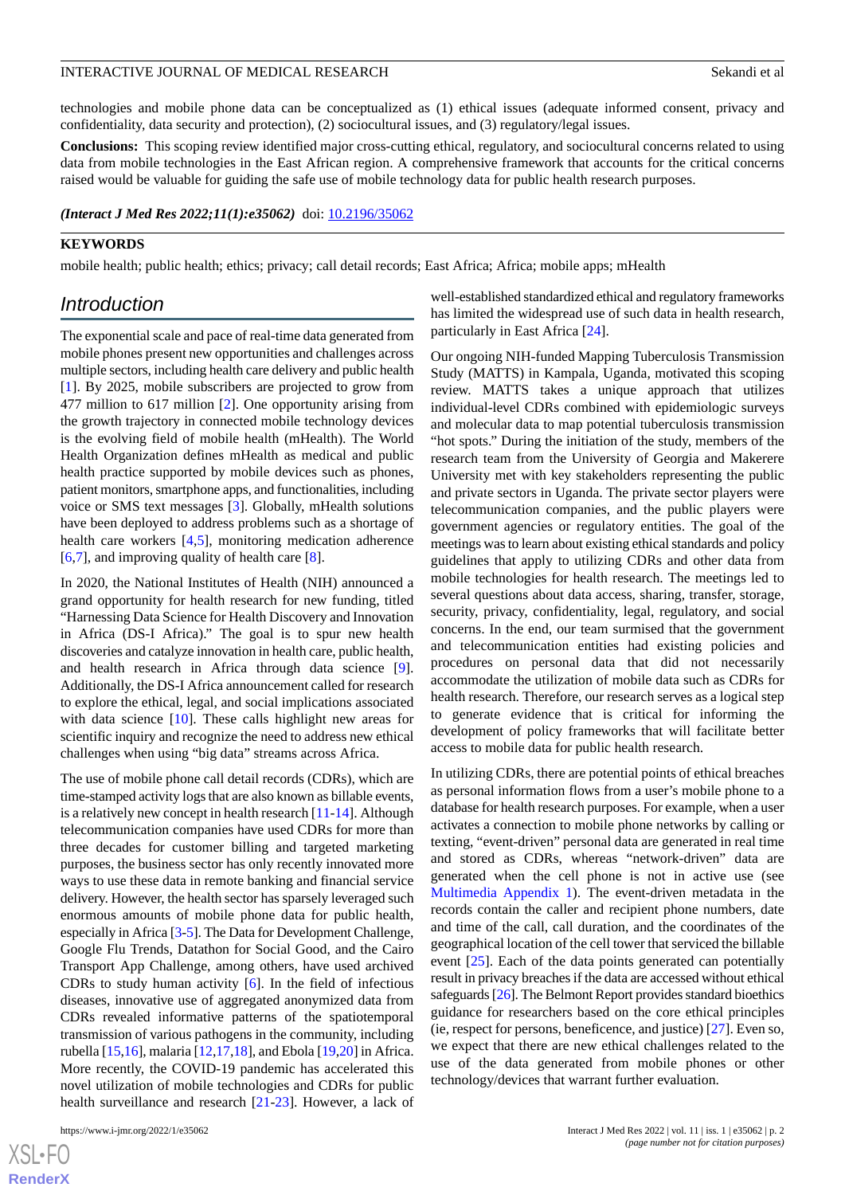technologies and mobile phone data can be conceptualized as (1) ethical issues (adequate informed consent, privacy and confidentiality, data security and protection), (2) sociocultural issues, and (3) regulatory/legal issues.

**Conclusions:** This scoping review identified major cross-cutting ethical, regulatory, and sociocultural concerns related to using data from mobile technologies in the East African region. A comprehensive framework that accounts for the critical concerns raised would be valuable for guiding the safe use of mobile technology data for public health research purposes.

***(Interact J Med Res 2022;11(1):e35062)*** doi: 10.2196/35062

### KEYWORDS

mobile health; public health; ethics; privacy; call detail records; East Africa; Africa; mobile apps; mHealth

## Introduction

The exponential scale and pace of real-time data generated from mobile phones present new opportunities and challenges across multiple sectors, including health care delivery and public health [1]. By 2025, mobile subscribers are projected to grow from 477 million to 617 million [2]. One opportunity arising from the growth trajectory in connected mobile technology devices is the evolving field of mobile health (mHealth). The World Health Organization defines mHealth as medical and public health practice supported by mobile devices such as phones, patient monitors, smartphone apps, and functionalities, including voice or SMS text messages [3]. Globally, mHealth solutions have been deployed to address problems such as a shortage of health care workers [4,5], monitoring medication adherence [6,7], and improving quality of health care [8].

In 2020, the National Institutes of Health (NIH) announced a grand opportunity for health research for new funding, titled "Harnessing Data Science for Health Discovery and Innovation in Africa (DS-I Africa)." The goal is to spur new health discoveries and catalyze innovation in health care, public health, and health research in Africa through data science [9]. Additionally, the DS-I Africa announcement called for research to explore the ethical, legal, and social implications associated with data science [10]. These calls highlight new areas for scientific inquiry and recognize the need to address new ethical challenges when using "big data" streams across Africa.

The use of mobile phone call detail records (CDRs), which are time-stamped activity logs that are also known as billable events, is a relatively new concept in health research [11-14]. Although telecommunication companies have used CDRs for more than three decades for customer billing and targeted marketing purposes, the business sector has only recently innovated more ways to use these data in remote banking and financial service delivery. However, the health sector has sparsely leveraged such enormous amounts of mobile phone data for public health, especially in Africa [3-5]. The Data for Development Challenge, Google Flu Trends, Datathon for Social Good, and the Cairo Transport App Challenge, among others, have used archived CDRs to study human activity [6]. In the field of infectious diseases, innovative use of aggregated anonymized data from CDRs revealed informative patterns of the spatiotemporal transmission of various pathogens in the community, including rubella [15,16], malaria [12,17,18], and Ebola [19,20] in Africa. More recently, the COVID-19 pandemic has accelerated this novel utilization of mobile technologies and CDRs for public health surveillance and research [21-23]. However, a lack of well-established standardized ethical and regulatory frameworks has limited the widespread use of such data in health research, particularly in East Africa [24].

Our ongoing NIH-funded Mapping Tuberculosis Transmission Study (MATTS) in Kampala, Uganda, motivated this scoping review. MATTS takes a unique approach that utilizes individual-level CDRs combined with epidemiologic surveys and molecular data to map potential tuberculosis transmission "hot spots." During the initiation of the study, members of the research team from the University of Georgia and Makerere University met with key stakeholders representing the public and private sectors in Uganda. The private sector players were telecommunication companies, and the public players were government agencies or regulatory entities. The goal of the meetings was to learn about existing ethical standards and policy guidelines that apply to utilizing CDRs and other data from mobile technologies for health research. The meetings led to several questions about data access, sharing, transfer, storage, security, privacy, confidentiality, legal, regulatory, and social concerns. In the end, our team surmised that the government and telecommunication entities had existing policies and procedures on personal data that did not necessarily accommodate the utilization of mobile data such as CDRs for health research. Therefore, our research serves as a logical step to generate evidence that is critical for informing the development of policy frameworks that will facilitate better access to mobile data for public health research.

In utilizing CDRs, there are potential points of ethical breaches as personal information flows from a user's mobile phone to a database for health research purposes. For example, when a user activates a connection to mobile phone networks by calling or texting, "event-driven" personal data are generated in real time and stored as CDRs, whereas "network-driven" data are generated when the cell phone is not in active use (see Multimedia Appendix 1). The event-driven metadata in the records contain the caller and recipient phone numbers, date and time of the call, call duration, and the coordinates of the geographical location of the cell tower that serviced the billable event [25]. Each of the data points generated can potentially result in privacy breaches if the data are accessed without ethical safeguards [26]. The Belmont Report provides standard bioethics guidance for researchers based on the core ethical principles (ie, respect for persons, beneficence, and justice) [27]. Even so, we expect that there are new ethical challenges related to the use of the data generated from mobile phones or other technology/devices that warrant further evaluation.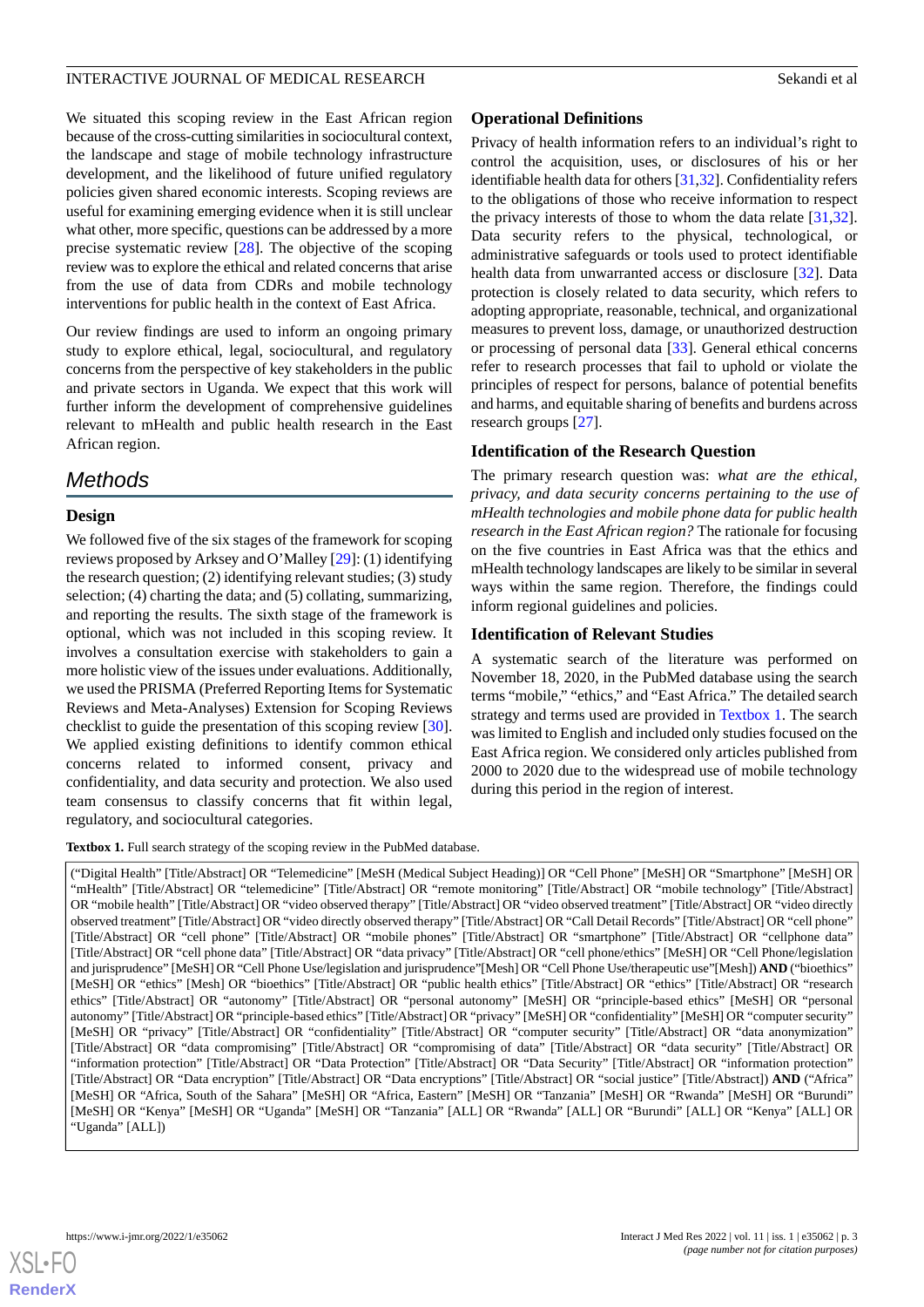We situated this scoping review in the East African region because of the cross-cutting similarities in sociocultural context, the landscape and stage of mobile technology infrastructure development, and the likelihood of future unified regulatory policies given shared economic interests. Scoping reviews are useful for examining emerging evidence when it is still unclear what other, more specific, questions can be addressed by a more precise systematic review [28]. The objective of the scoping review was to explore the ethical and related concerns that arise from the use of data from CDRs and mobile technology interventions for public health in the context of East Africa.

Our review findings are used to inform an ongoing primary study to explore ethical, legal, sociocultural, and regulatory concerns from the perspective of key stakeholders in the public and private sectors in Uganda. We expect that this work will further inform the development of comprehensive guidelines relevant to mHealth and public health research in the East African region.

## Methods

### Design

We followed five of the six stages of the framework for scoping reviews proposed by Arksey and O'Malley [29]: (1) identifying the research question; (2) identifying relevant studies; (3) study selection; (4) charting the data; and (5) collating, summarizing, and reporting the results. The sixth stage of the framework is optional, which was not included in this scoping review. It involves a consultation exercise with stakeholders to gain a more holistic view of the issues under evaluations. Additionally, we used the PRISMA (Preferred Reporting Items for Systematic Reviews and Meta-Analyses) Extension for Scoping Reviews checklist to guide the presentation of this scoping review [30]. We applied existing definitions to identify common ethical concerns related to informed consent, privacy and confidentiality, and data security and protection. We also used team consensus to classify concerns that fit within legal, regulatory, and sociocultural categories.

### Operational Definitions

Privacy of health information refers to an individual's right to control the acquisition, uses, or disclosures of his or her identifiable health data for others [31,32]. Confidentiality refers to the obligations of those who receive information to respect the privacy interests of those to whom the data relate [31,32]. Data security refers to the physical, technological, or administrative safeguards or tools used to protect identifiable health data from unwarranted access or disclosure [32]. Data protection is closely related to data security, which refers to adopting appropriate, reasonable, technical, and organizational measures to prevent loss, damage, or unauthorized destruction or processing of personal data [33]. General ethical concerns refer to research processes that fail to uphold or violate the principles of respect for persons, balance of potential benefits and harms, and equitable sharing of benefits and burdens across research groups [27].

### Identification of the Research Question

The primary research question was: *what are the ethical, privacy, and data security concerns pertaining to the use of mHealth technologies and mobile phone data for public health research in the East African region?* The rationale for focusing on the five countries in East Africa was that the ethics and mHealth technologies landscapes are likely to be similar in several ways within the same region. Therefore, the findings could inform regional guidelines and policies.

### Identification of Relevant Studies

A systematic search of the literature was performed on November 18, 2020, in the PubMed database using the search terms "mobile," "ethics," and "East Africa." The detailed search strategy and terms used are provided in Textbox 1. The search was limited to English and included only studies focused on the East Africa region. We considered only articles published from 2000 to 2020 due to the widespread use of mobile technology during this period in the region of interest.

**Textbox 1.** Full search strategy of the scoping review in the PubMed database.

("Digital Health" [Title/Abstract] OR "Telemedicine" [MeSH (Medical Subject Heading)] OR "Cell Phone" [MeSH] OR "Smartphone" [MeSH] OR "mHealth" [Title/Abstract] OR "telemedicine" [Title/Abstract] OR "remote monitoring" [Title/Abstract] OR "mobile technology" [Title/Abstract] OR "mobile health" [Title/Abstract] OR "video observed therapy" [Title/Abstract] OR "video observed treatment" [Title/Abstract] OR "video directly observed treatment" [Title/Abstract] OR "video directly observed therapy" [Title/Abstract] OR "Call Detail Records" [Title/Abstract] OR "cell phone" [Title/Abstract] OR "cell phone" [Title/Abstract] OR "mobile phones" [Title/Abstract] OR "smartphone" [Title/Abstract] OR "cellphone data" [Title/Abstract] OR "cell phone data" [Title/Abstract] OR "data privacy" [Title/Abstract] OR "cell phone/ethics" [MeSH] OR "Cell Phone/legislation and jurisprudence" [MeSH] OR "Cell Phone Use/legislation and jurisprudence"[Mesh] OR "Cell Phone Use/therapeutic use"[Mesh]) **AND** ("bioethics" [MeSH] OR "ethics" [Mesh] OR "bioethics" [Title/Abstract] OR "public health ethics" [Title/Abstract] OR "ethics" [Title/Abstract] OR "research ethics" [Title/Abstract] OR "autonomy" [Title/Abstract] OR "personal autonomy" [MeSH] OR "principle-based ethics" [MeSH] OR "personal autonomy" [Title/Abstract] OR "principle-based ethics" [Title/Abstract] OR "privacy" [MeSH] OR "confidentiality" [MeSH] OR "computer security" [MeSH] OR "privacy" [Title/Abstract] OR "confidentiality" [Title/Abstract] OR "computer security" [Title/Abstract] OR "data anonymization" [Title/Abstract] OR "data compromising" [Title/Abstract] OR "compromising of data" [Title/Abstract] OR "data security" [Title/Abstract] OR "information protection" [Title/Abstract] OR "Data Protection" [Title/Abstract] OR "Data Security" [Title/Abstract] OR "information protection" [Title/Abstract] OR "Data encryption" [Title/Abstract] OR "Data encryptions" [Title/Abstract] OR "social justice" [Title/Abstract]) **AND** ("Africa" [MeSH] OR "Africa, South of the Sahara" [MeSH] OR "Africa, Eastern" [MeSH] OR "Tanzania" [MeSH] OR "Rwanda" [MeSH] OR "Burundi" [MeSH] OR "Kenya" [MeSH] OR "Uganda" [MeSH] OR "Tanzania" [ALL] OR "Rwanda" [ALL] OR "Burundi" [ALL] OR "Kenya" [ALL] OR "Uganda" [ALL])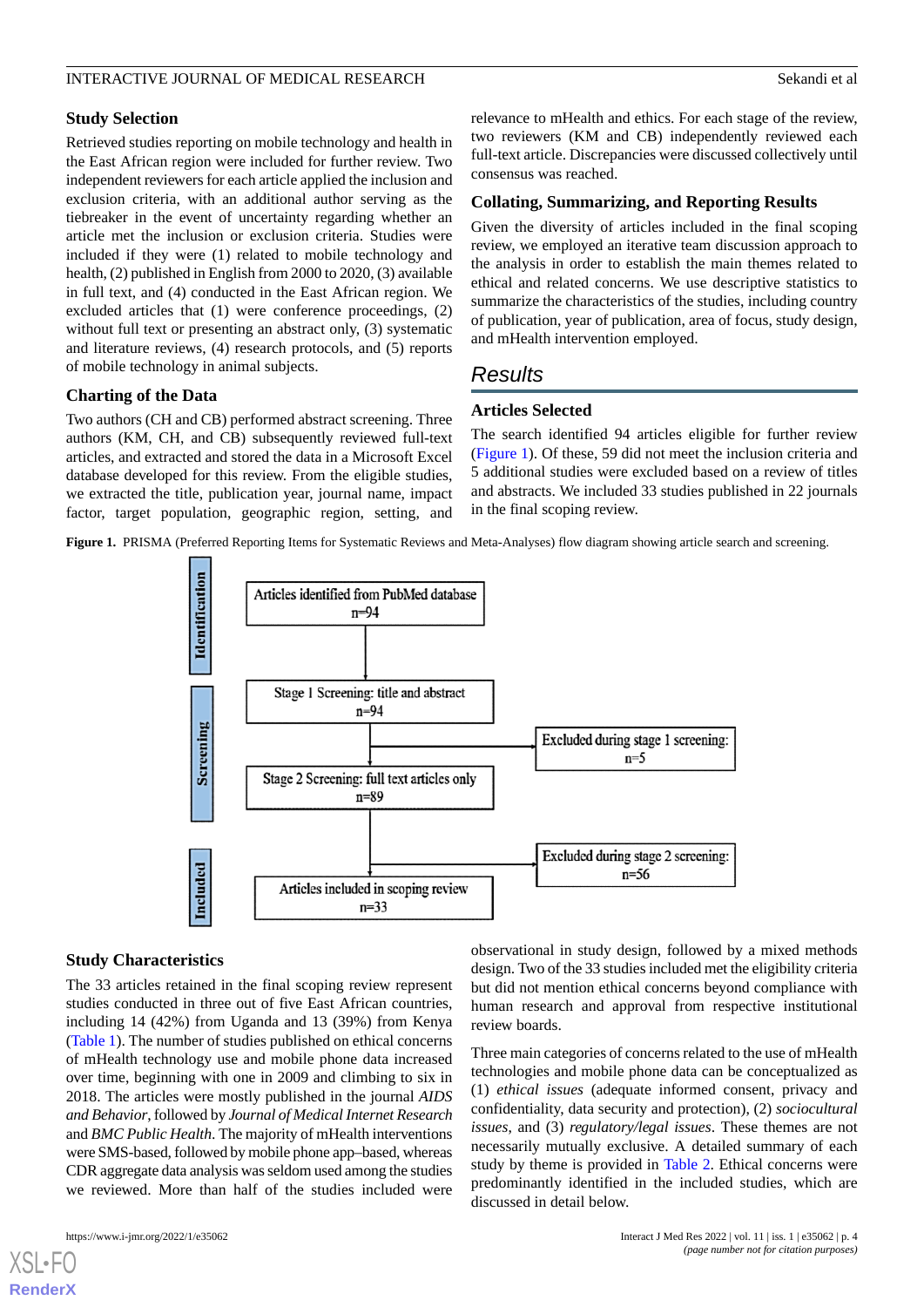### Study Selection

Retrieved studies reporting on mobile technology and health in the East African region were included for further review. Two independent reviewers for each article applied the inclusion and exclusion criteria, with an additional author serving as the tiebreaker in the event of uncertainty regarding whether an article met the inclusion or exclusion criteria. Studies were included if they were (1) related to mobile technology and health, (2) published in English from 2000 to 2020, (3) available in full text, and (4) conducted in the East African region. We excluded articles that (1) were conference proceedings, (2) without full text or presenting an abstract only, (3) systematic and literature reviews, (4) research protocols, and (5) reports of mobile technology in animal subjects.

### Charting of the Data

Two authors (CH and CB) performed abstract screening. Three authors (KM, CH, and CB) subsequently reviewed full-text articles, and extracted and stored the data in a Microsoft Excel database developed for this review. From the eligible studies, we extracted the title, publication year, journal name, impact factor, target population, geographic region, setting, and relevance to mHealth and ethics. For each stage of the review, two reviewers (KM and CB) independently reviewed each full-text article. Discrepancies were discussed collectively until consensus was reached.

### Collating, Summarizing, and Reporting Results

Given the diversity of articles included in the final scoping review, we employed an iterative team discussion approach to the analysis in order to establish the main themes related to ethical and related concerns. We use descriptive statistics to summarize the characteristics of the studies, including country of publication, year of publication, area of focus, study design, and mHealth intervention employed.

## Results

### Articles Selected

The search identified 94 articles eligible for further review (Figure 1). Of these, 59 did not meet the inclusion criteria and 5 additional studies were excluded based on a review of titles and abstracts. We included 33 studies published in 22 journals in the final scoping review.

**Figure 1.** PRISMA (Preferred Reporting Items for Systematic Reviews and Meta-Analyses) flow diagram showing article search and screening.

Identification: Articles identified from PubMed database n=94

Screening: Stage 1 Screening: title and abstract n=94 → Excluded during stage 1 screening: n=5

Stage 2 Screening: full text articles only n=89 → Excluded during stage 2 screening: n=56

Included: Articles included in scoping review n=33

### Study Characteristics

The 33 articles retained in the final scoping review represent studies conducted in three out of five East African countries, including 14 (42%) from Uganda and 13 (39%) from Kenya (Table 1). The number of studies published on ethical concerns of mHealth technology use and mobile phone data increased over time, beginning with one in 2009 and climbing to six in 2018. The articles were mostly published in the journal *AIDS and Behavior*, followed by *Journal of Medical Internet Research* and *BMC Public Health*. The majority of mHealth interventions were SMS-based, followed by mobile phone app–based, whereas CDR aggregate data analysis was seldom used among the studies we reviewed. More than half of the studies included were observational in study design, followed by a mixed methods design. Two of the 33 studies included met the eligibility criteria but did not mention ethical concerns beyond compliance with human research and approval from respective institutional review boards.

Three main categories of concerns related to the use of mHealth technologies and mobile phone data can be conceptualized as (1) *ethical issues* (adequate informed consent, privacy and confidentiality, data security and protection), (2) *sociocultural issues*, and (3) *regulatory/legal issues*. These themes are not necessarily mutually exclusive. A detailed summary of each study by theme is provided in Table 2. Ethical concerns were predominantly identified in the included studies, which are discussed in detail below.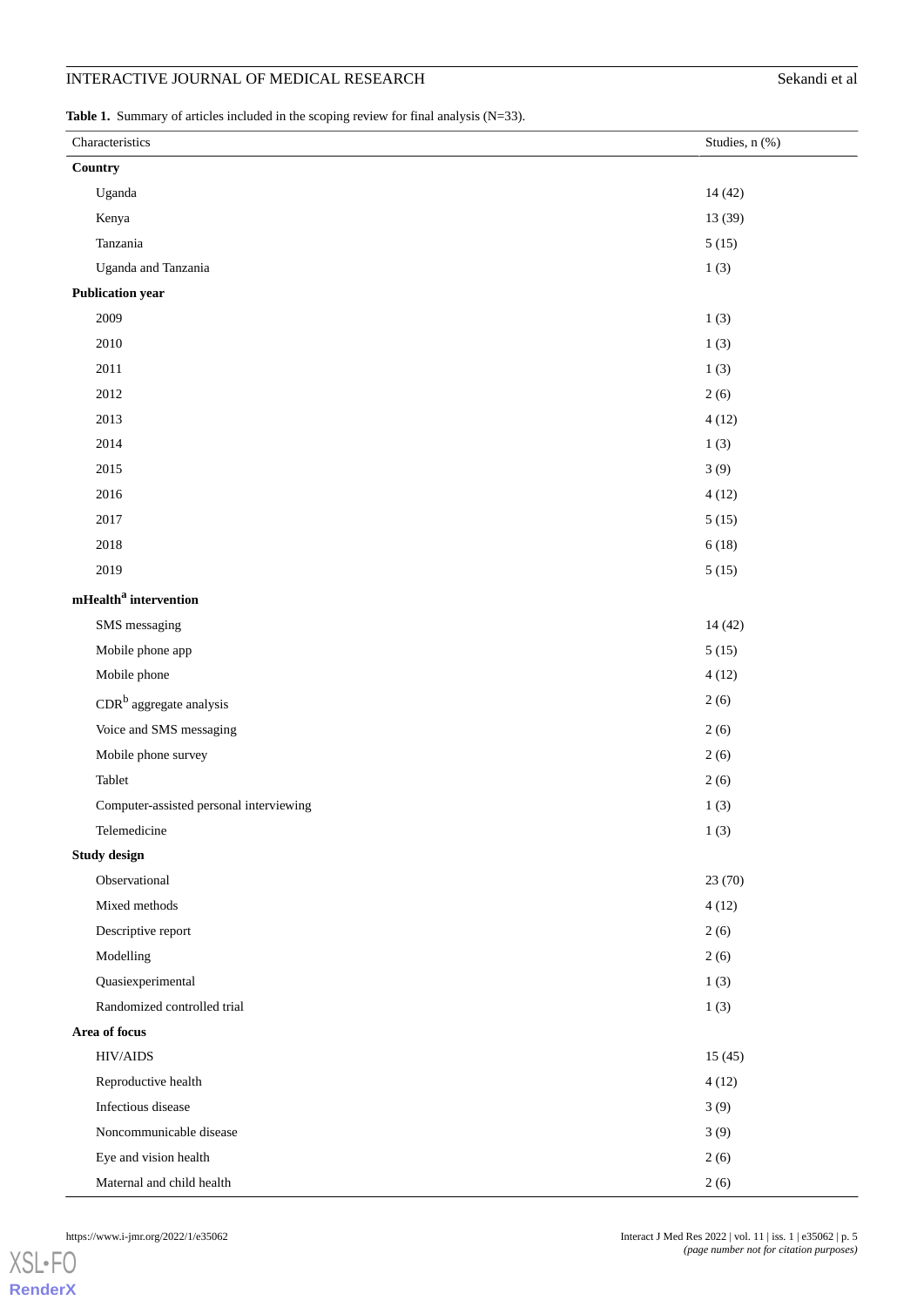**Table 1.** Summary of articles included in the scoping review for final analysis (N=33).

| Characteristics | Studies, n (%) |
| --- | --- |
| **Country** | |
| Uganda | 14 (42) |
| Kenya | 13 (39) |
| Tanzania | 5 (15) |
| Uganda and Tanzania | 1 (3) |
| **Publication year** | |
| 2009 | 1 (3) |
| 2010 | 1 (3) |
| 2011 | 1 (3) |
| 2012 | 2 (6) |
| 2013 | 4 (12) |
| 2014 | 1 (3) |
| 2015 | 3 (9) |
| 2016 | 4 (12) |
| 2017 | 5 (15) |
| 2018 | 6 (18) |
| 2019 | 5 (15) |
| **mHealth[a] intervention** | |
| SMS messaging | 14 (42) |
| Mobile phone app | 5 (15) |
| Mobile phone | 4 (12) |
| CDR[b] aggregate analysis | 2 (6) |
| Voice and SMS messaging | 2 (6) |
| Mobile phone survey | 2 (6) |
| Tablet | 2 (6) |
| Computer-assisted personal interviewing | 1 (3) |
| Telemedicine | 1 (3) |
| **Study design** | |
| Observational | 23 (70) |
| Mixed methods | 4 (12) |
| Descriptive report | 2 (6) |
| Modelling | 2 (6) |
| Quasiexperimental | 1 (3) |
| Randomized controlled trial | 1 (3) |
| **Area of focus** | |
| HIV/AIDS | 15 (45) |
| Reproductive health | 4 (12) |
| Infectious disease | 3 (9) |
| Noncommunicable disease | 3 (9) |
| Eye and vision health | 2 (6) |
| Maternal and child health | 2 (6) |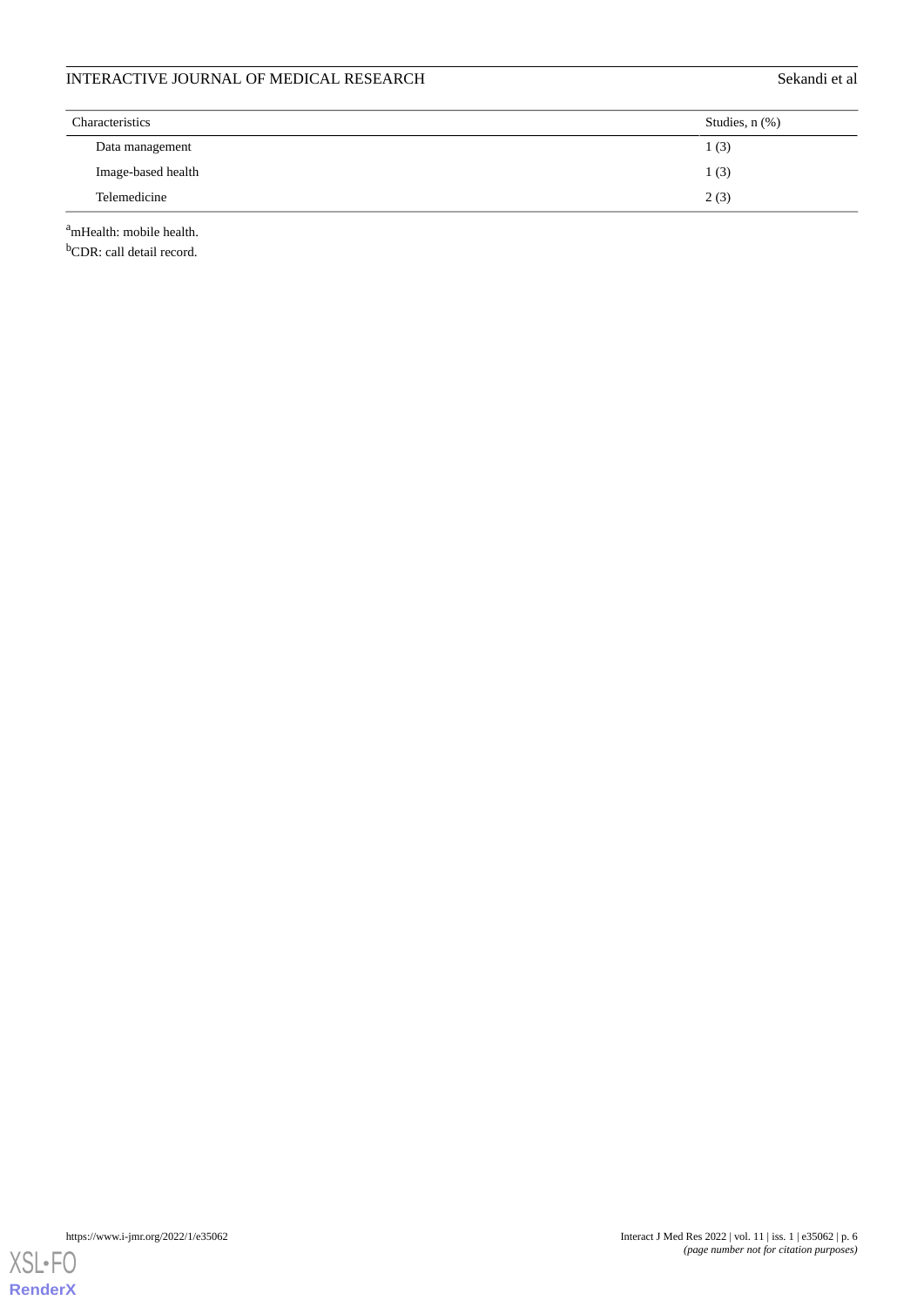| Characteristics | Studies, n (%) |
| --- | --- |
| Data management | 1 (3) |
| Image-based health | 1 (3) |
| Telemedicine | 2 (3) |

[a]mHealth: mobile health.

[b]CDR: call detail record.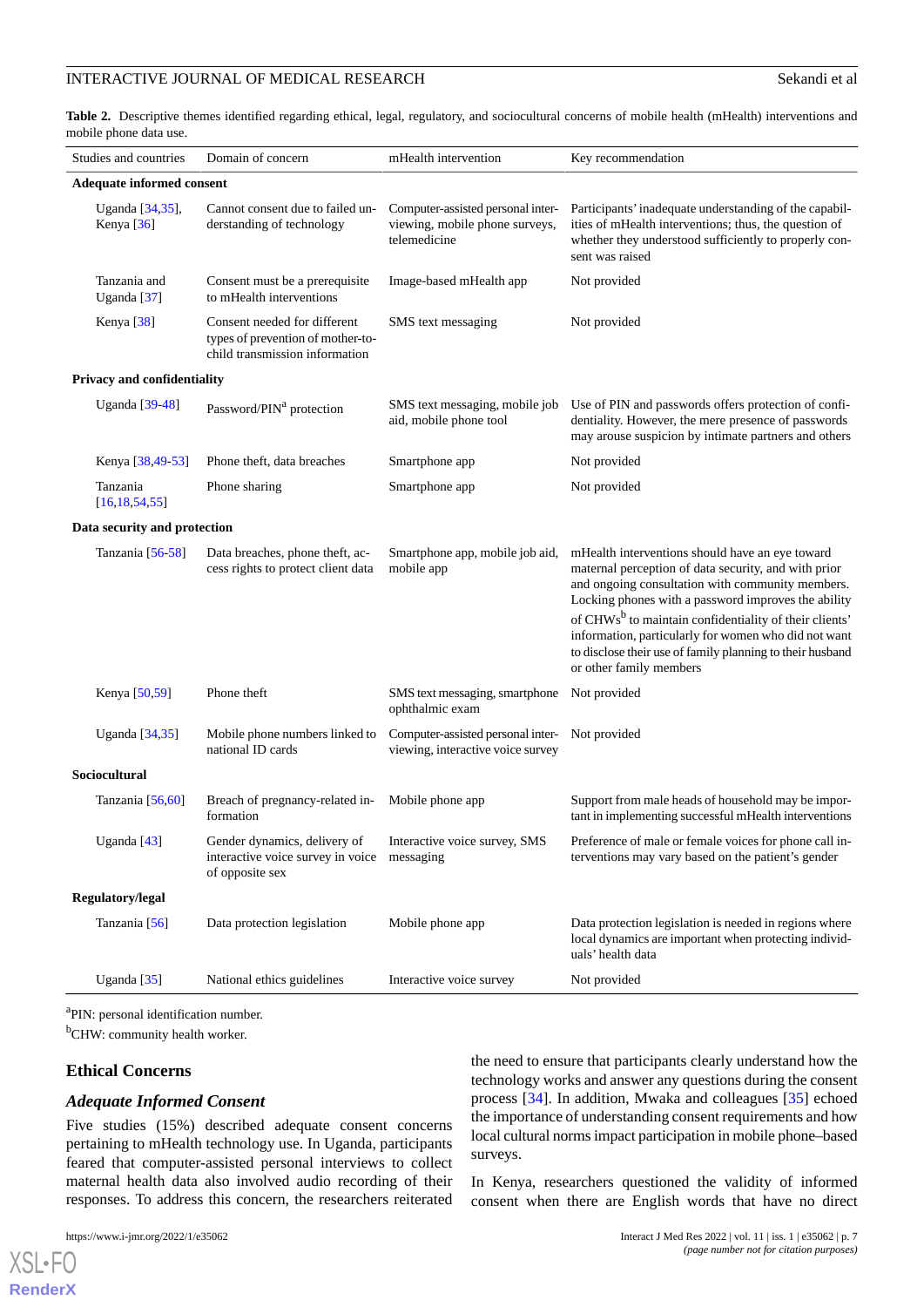**Table 2.** Descriptive themes identified regarding ethical, legal, regulatory, and sociocultural concerns of mobile health (mHealth) interventions and mobile phone data use.

| Studies and countries | Domain of concern | mHealth intervention | Key recommendation |
|---|---|---|---|
| **Adequate informed consent** | | | |
| Uganda [34,35], Kenya [36] | Cannot consent due to failed understanding of technology | Computer-assisted personal interviewing, mobile phone surveys, telemedicine | Participants' inadequate understanding of the capabilities of mHealth interventions; thus, the question of whether they understood sufficiently to properly consent was raised |
| Tanzania and Uganda [37] | Consent must be a prerequisite to mHealth interventions | Image-based mHealth app | Not provided |
| Kenya [38] | Consent needed for different types of prevention of mother-to-child transmission information | SMS text messaging | Not provided |
| **Privacy and confidentiality** | | | |
| Uganda [39-48] | Password/PIN[a] protection | SMS text messaging, mobile job aid, mobile phone tool | Use of PIN and passwords offers protection of confidentiality. However, the mere presence of passwords may arouse suspicion by intimate partners and others |
| Kenya [38,49-53] | Phone theft, data breaches | Smartphone app | Not provided |
| Tanzania [16,18,54,55] | Phone sharing | Smartphone app | Not provided |
| **Data security and protection** | | | |
| Tanzania [56-58] | Data breaches, phone theft, access rights to protect client data | Smartphone app, mobile job aid, mobile app | mHealth interventions should have an eye toward maternal perception of data security, and with prior and ongoing consultation with community members. Locking phones with a password improves the ability of CHWs[b] to maintain confidentiality of their clients' information, particularly for women who did not want to disclose their use of family planning to their husband or other family members |
| Kenya [50,59] | Phone theft | SMS text messaging, smartphone ophthalmic exam | Not provided |
| Uganda [34,35] | Mobile phone numbers linked to national ID cards | Computer-assisted personal interviewing, interactive voice survey | Not provided |
| **Sociocultural** | | | |
| Tanzania [56,60] | Breach of pregnancy-related information | Mobile phone app | Support from male heads of household may be important in implementing successful mHealth interventions |
| Uganda [43] | Gender dynamics, delivery of interactive voice survey in voice of opposite sex | Interactive voice survey, SMS messaging | Preference of male or female voices for phone call interventions may vary based on the patient's gender |
| **Regulatory/legal** | | | |
| Tanzania [56] | Data protection legislation | Mobile phone app | Data protection legislation is needed in regions where local dynamics are important when protecting individuals' health data |
| Uganda [35] | National ethics guidelines | Interactive voice survey | Not provided |

[a]PIN: personal identification number.

[b]CHW: community health worker.

## Ethical Concerns

### *Adequate Informed Consent*

Five studies (15%) described adequate consent concerns pertaining to mHealth technology use. In Uganda, participants feared that computer-assisted personal interviews to collect maternal health data also involved audio recording of their responses. To address this concern, the researchers reiterated the need to ensure that participants clearly understand how the technology works and answer any questions during the consent process [34]. In addition, Mwaka and colleagues [35] echoed the importance of understanding consent requirements and how local cultural norms impact participation in mobile phone–based surveys.

In Kenya, researchers questioned the validity of informed consent when there are English words that have no direct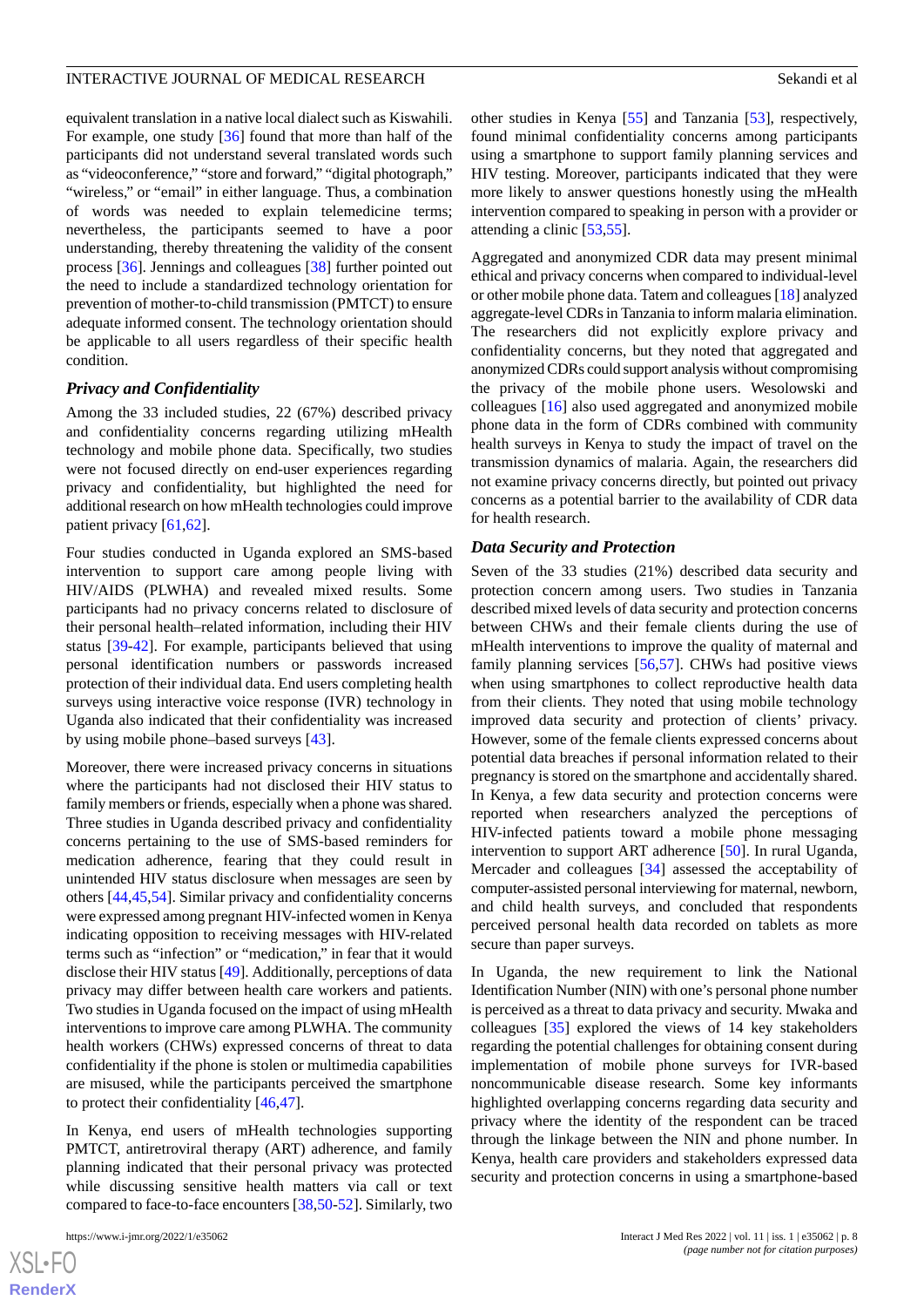equivalent translation in a native local dialect such as Kiswahili. For example, one study [36] found that more than half of the participants did not understand several translated words such as "videoconference," "store and forward," "digital photograph," "wireless," or "email" in either language. Thus, a combination of words was needed to explain telemedicine terms; nevertheless, the participants seemed to have a poor understanding, thereby threatening the validity of the consent process [36]. Jennings and colleagues [38] further pointed out the need to include a standardized technology orientation for prevention of mother-to-child transmission (PMTCT) to ensure adequate informed consent. The technology orientation should be applicable to all users regardless of their specific health condition.

### Privacy and Confidentiality

Among the 33 included studies, 22 (67%) described privacy and confidentiality concerns regarding utilizing mHealth technology and mobile phone data. Specifically, two studies were not focused directly on end-user experiences regarding privacy and confidentiality, but highlighted the need for additional research on how mHealth technologies could improve patient privacy [61,62].

Four studies conducted in Uganda explored an SMS-based intervention to support care among people living with HIV/AIDS (PLWHA) and revealed mixed results. Some participants had no privacy concerns related to disclosure of their personal health–related information, including their HIV status [39-42]. For example, participants believed that using personal identification numbers or passwords increased protection of their individual data. End users completing health surveys using interactive voice response (IVR) technology in Uganda also indicated that their confidentiality was increased by using mobile phone–based surveys [43].

Moreover, there were increased privacy concerns in situations where the participants had not disclosed their HIV status to family members or friends, especially when a phone was shared. Three studies in Uganda described privacy and confidentiality concerns pertaining to the use of SMS-based reminders for medication adherence, fearing that they could result in unintended HIV status disclosure when messages are seen by others [44,45,54]. Similar privacy and confidentiality concerns were expressed among pregnant HIV-infected women in Kenya indicating opposition to receiving messages with HIV-related terms such as "infection" or "medication," in fear that it would disclose their HIV status [49]. Additionally, perceptions of data privacy may differ between health care workers and patients. Two studies in Uganda focused on the impact of using mHealth interventions to improve care among PLWHA. The community health workers (CHWs) expressed concerns of threat to data confidentiality if the phone is stolen or multimedia capabilities are misused, while the participants perceived the smartphone to protect their confidentiality [46,47].

In Kenya, end users of mHealth technologies supporting PMTCT, antiretroviral therapy (ART) adherence, and family planning indicated that their personal privacy was protected while discussing sensitive health matters via call or text compared to face-to-face encounters [38,50-52]. Similarly, two other studies in Kenya [55] and Tanzania [53], respectively, found minimal confidentiality concerns among participants using a smartphone to support family planning services and HIV testing. Moreover, participants indicated that they were more likely to answer questions honestly using the mHealth intervention compared to speaking in person with a provider or attending a clinic [53,55].

Aggregated and anonymized CDR data may present minimal ethical and privacy concerns when compared to individual-level or other mobile phone data. Tatem and colleagues [18] analyzed aggregate-level CDRs in Tanzania to inform malaria elimination. The researchers did not explicitly explore privacy and confidentiality concerns, but they noted that aggregated and anonymized CDRs could support analysis without compromising the privacy of the mobile phone users. Wesolowski and colleagues [16] also used aggregated and anonymized mobile phone data in the form of CDRs combined with community health surveys in Kenya to study the impact of travel on the transmission dynamics of malaria. Again, the researchers did not examine privacy concerns directly, but pointed out privacy concerns as a potential barrier to the availability of CDR data for health research.

### Data Security and Protection

Seven of the 33 studies (21%) described data security and protection concern among users. Two studies in Tanzania described mixed levels of data security and protection concerns between CHWs and their female clients during the use of mHealth interventions to improve the quality of maternal and family planning services [56,57]. CHWs had positive views when using smartphones to collect reproductive health data from their clients. They noted that using mobile technology improved data security and protection of clients' privacy. However, some of the female clients expressed concerns about potential data breaches if personal information related to their pregnancy is stored on the smartphone and accidentally shared. In Kenya, a few data security and protection concerns were reported when researchers analyzed the perceptions of HIV-infected patients toward a mobile phone messaging intervention to support ART adherence [50]. In rural Uganda, Mercader and colleagues [34] assessed the acceptability of computer-assisted personal interviewing for maternal, newborn, and child health surveys, and concluded that respondents perceived personal health data recorded on tablets as more secure than paper surveys.

In Uganda, the new requirement to link the National Identification Number (NIN) with one's personal phone number is perceived as a threat to data privacy and security. Mwaka and colleagues [35] explored the views of 14 key stakeholders regarding the potential challenges for obtaining consent during implementation of mobile phone surveys for IVR-based noncommunicable disease research. Some key informants highlighted overlapping concerns regarding data security and privacy where the identity of the respondent can be traced through the linkage between the NIN and phone number. In Kenya, health care providers and stakeholders expressed data security and protection concerns in using a smartphone-based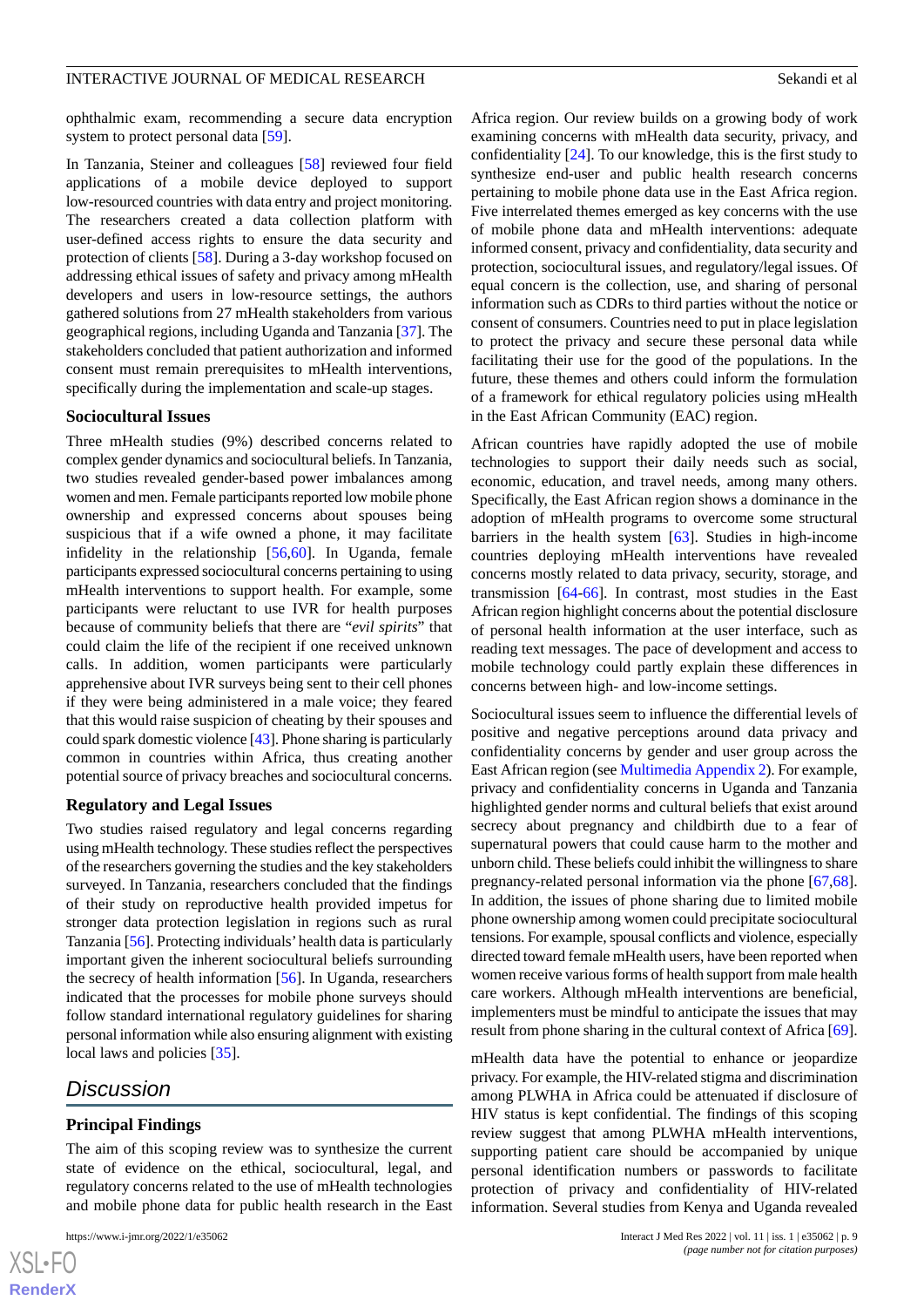ophthalmic exam, recommending a secure data encryption system to protect personal data [59].

In Tanzania, Steiner and colleagues [58] reviewed four field applications of a mobile device deployed to support low-resource countries with data entry and project monitoring. The researchers created a data collection platform with user-defined access rights to ensure the data security and protection of clients [58]. During a 3-day workshop focused on addressing ethical issues of safety and privacy among mHealth developers and users in low-resource settings, the authors gathered solutions from 27 mHealth stakeholders from various geographical regions, including Uganda and Tanzania [37]. The stakeholders concluded that patient authorization and informed consent must remain prerequisites to mHealth interventions, specifically during the implementation and scale-up stages.

### Sociocultural Issues

Three mHealth studies (9%) described concerns related to complex gender dynamics and sociocultural beliefs. In Tanzania, two studies revealed gender-based power imbalances among women and men. Female participants reported low mobile phone ownership and expressed concerns about spouses being suspicious that if a wife owned a phone, it may facilitate infidelity in the relationship [56,60]. In Uganda, female participants expressed sociocultural concerns pertaining to using mHealth interventions to support health. For example, some participants were reluctant to use IVR for health purposes because of community beliefs that there are "*evil spirits*" that could claim the life of the recipient if one received unknown calls. In addition, women participants were particularly apprehensive about IVR surveys being sent to their cell phones if they were being administered in a male voice; they feared that this would raise suspicion of cheating by their spouses and could spark domestic violence [43]. Phone sharing is particularly common in countries within Africa, thus creating another potential source of privacy breaches and sociocultural concerns.

### Regulatory and Legal Issues

Two studies raised regulatory and legal concerns regarding using mHealth technology. These studies reflect the perspectives of the researchers governing the studies and the key stakeholders surveyed. In Tanzania, researchers concluded that the findings of their study on reproductive health provided impetus for stronger data protection legislation in regions such as rural Tanzania [56]. Protecting individuals' health data is particularly important given the inherent sociocultural beliefs surrounding the secrecy of health information [56]. In Uganda, researchers indicated that the processes for mobile phone surveys should follow standard international regulatory guidelines for sharing personal information while also ensuring alignment with existing local laws and policies [35].

## Discussion

### Principal Findings

The aim of this scoping review was to synthesize the current state of evidence on the ethical, sociocultural, legal, and regulatory concerns related to the use of mHealth technologies and mobile phone data for public health research in the East Africa region. Our review builds on a growing body of work examining concerns with mHealth data security, privacy, and confidentiality [24]. To our knowledge, this is the first study to synthesize end-user and public health research concerns pertaining to mobile phone data use in the East Africa region. Five interrelated themes emerged as key concerns with the use of mobile phone data and mHealth interventions: adequate informed consent, privacy and confidentiality, data security and protection, sociocultural issues, and regulatory/legal issues. Of equal concern is the collection, use, and sharing of personal information such as CDRs to third parties without the notice or consent of consumers. Countries need to put in place legislation to protect the privacy and secure these personal data while facilitating their use for the good of the populations. In the future, these themes and others could inform the formulation of a framework for ethical regulatory policies using mHealth in the East African Community (EAC) region.

African countries have rapidly adopted the use of mobile technologies to support their daily needs such as social, economic, education, and travel needs, among many others. Specifically, the East African region shows a dominance in the adoption of mHealth programs to overcome some structural barriers in the health system [63]. Studies in high-income countries deploying mHealth interventions have revealed concerns mostly related to data privacy, security, storage, and transmission [64-66]. In contrast, most studies in the East African region highlight concerns about the potential disclosure of personal health information at the user interface, such as reading text messages. The pace of development and access to mobile technology could partly explain these differences in concerns between high- and low-income settings.

Sociocultural issues seem to influence the differential levels of positive and negative perceptions around data privacy and confidentiality concerns by gender and user group across the East African region (see Multimedia Appendix 2). For example, privacy and confidentiality concerns in Uganda and Tanzania highlighted gender norms and cultural beliefs that exist around secrecy about pregnancy and childbirth due to a fear of supernatural powers that could cause harm to the mother and unborn child. These beliefs could inhibit the willingness to share pregnancy-related personal information via the phone [67,68]. In addition, the issues of phone sharing due to limited mobile phone ownership among women could precipitate sociocultural tensions. For example, spousal conflicts and violence, especially directed toward female mHealth users, have been reported when women receive various forms of health support from male health care workers. Although mHealth interventions are beneficial, implementers must be mindful to anticipate the issues that may result from phone sharing in the cultural context of Africa [69].

mHealth data have the potential to enhance or jeopardize privacy. For example, the HIV-related stigma and discrimination among PLWHA in Africa could be attenuated if disclosure of HIV status is kept confidential. The findings of this scoping review suggest that among PLWHA mHealth interventions, supporting patient care should be accompanied by unique personal identification numbers or passwords to facilitate protection of privacy and confidentiality of HIV-related information. Several studies from Kenya and Uganda revealed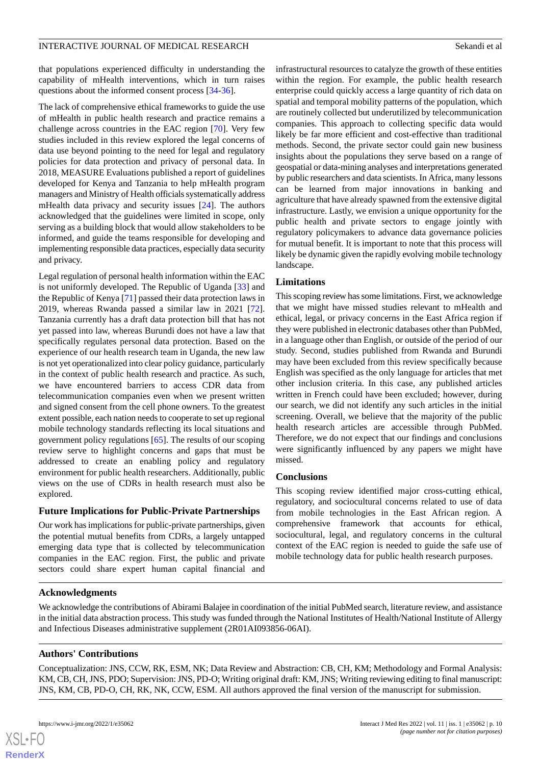that populations experienced difficulty in understanding the capability of mHealth interventions, which in turn raises questions about the informed consent process [34-36].

The lack of comprehensive ethical frameworks to guide the use of mHealth in public health research and practice remains a challenge across countries in the EAC region [70]. Very few studies included in this review explored the legal concerns of data use beyond pointing to the need for legal and regulatory policies for data protection and privacy of personal data. In 2018, MEASURE Evaluations published a report of guidelines developed for Kenya and Tanzania to help mHealth program managers and Ministry of Health officials systematically address mHealth data privacy and security issues [24]. The authors acknowledged that the guidelines were limited in scope, only serving as a building block that would allow stakeholders to be informed, and guide the teams responsible for developing and implementing responsible data practices, especially data security and privacy.

Legal regulation of personal health information within the EAC is not uniformly developed. The Republic of Uganda [33] and the Republic of Kenya [71] passed their data protection laws in 2019, whereas Rwanda passed a similar law in 2021 [72]. Tanzania currently has a draft data protection bill that has not yet passed into law, whereas Burundi does not have a law that specifically regulates personal data protection. Based on the experience of our health research team in Uganda, the new law is not yet operationalized into clear policy guidance, particularly in the context of public health research and practice. As such, we have encountered barriers to access CDR data from telecommunication companies even when we present written and signed consent from the cell phone owners. To the greatest extent possible, each nation needs to cooperate to set up regional mobile technology standards reflecting its local situations and government policy regulations [65]. The results of our scoping review serve to highlight concerns and gaps that must be addressed to create an enabling policy and regulatory environment for public health researchers. Additionally, public views on the use of CDRs in health research must also be explored.

### Future Implications for Public-Private Partnerships

Our work has implications for public-private partnerships, given the potential mutual benefits from CDRs, a largely untapped emerging data type that is collected by telecommunication companies in the EAC region. First, the public and private sectors could share expert human capital financial and infrastructural resources to catalyze the growth of these entities within the region. For example, the public health research enterprise could quickly access a large quantity of rich data on spatial and temporal mobility patterns of the population, which are routinely collected but underutilized by telecommunication companies. This approach to collecting specific data would likely be far more efficient and cost-effective than traditional methods. Second, the private sector could gain new business insights about the populations they serve based on a range of geospatial or data-mining analyses and interpretations generated by public researchers and data scientists. In Africa, many lessons can be learned from major innovations in banking and agriculture that have already spawned from the extensive digital infrastructure. Lastly, we envision a unique opportunity for the public health and private sectors to engage jointly with regulatory policymakers to advance data governance policies for mutual benefit. It is important to note that this process will likely be dynamic given the rapidly evolving mobile technology landscape.

### Limitations

This scoping review has some limitations. First, we acknowledge that we might have missed studies relevant to mHealth and ethical, legal, or privacy concerns in the East Africa region if they were published in electronic databases other than PubMed, in a language other than English, or outside of the period of our study. Second, studies published from Rwanda and Burundi may have been excluded from this review specifically because English was specified as the only language for articles that met other inclusion criteria. In this case, any published articles written in French could have been excluded; however, during our search, we did not identify any such articles in the initial screening. Overall, we believe that the majority of the public health research articles are accessible through PubMed. Therefore, we do not expect that our findings and conclusions were significantly influenced by any papers we might have missed.

### Conclusions

This scoping review identified major cross-cutting ethical, regulatory, and sociocultural concerns related to use of data from mobile technologies in the East African region. A comprehensive framework that accounts for ethical, sociocultural, legal, and regulatory concerns in the cultural context of the EAC region is needed to guide the safe use of mobile technology data for public health research purposes.

## Acknowledgments

We acknowledge the contributions of Abirami Balajee in coordination of the initial PubMed search, literature review, and assistance in the initial data abstraction process. This study was funded through the National Institutes of Health/National Institute of Allergy and Infectious Diseases administrative supplement (2R01AI093856-06AI).

## Authors' Contributions

Conceptualization: JNS, CCW, RK, ESM, NK; Data Review and Abstraction: CB, CH, KM; Methodology and Formal Analysis: KM, CB, CH, JNS, PDO; Supervision: JNS, PD-O; Writing original draft: KM, JNS; Writing reviewing editing to final manuscript: JNS, KM, CB, PD-O, CH, RK, NK, CCW, ESM. All authors approved the final version of the manuscript for submission.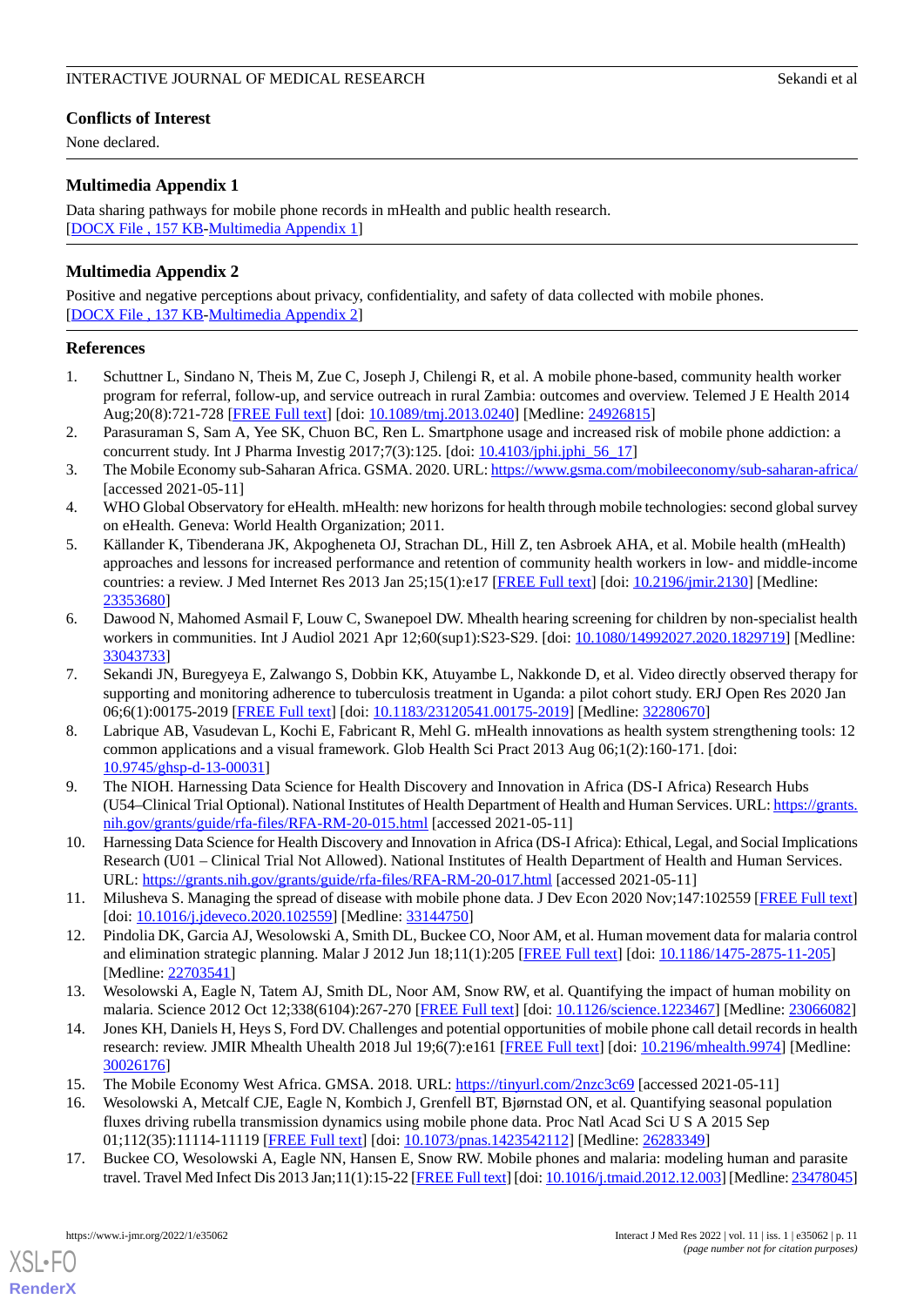## Conflicts of Interest

None declared.

## Multimedia Appendix 1

Data sharing pathways for mobile phone records in mHealth and public health research.
[DOCX File , 157 KB-Multimedia Appendix 1]

## Multimedia Appendix 2

Positive and negative perceptions about privacy, confidentiality, and safety of data collected with mobile phones.
[DOCX File , 137 KB-Multimedia Appendix 2]

## References

1. Schuttner L, Sindano N, Theis M, Zue C, Joseph J, Chilengi R, et al. A mobile phone-based, community health worker program for referral, follow-up, and service outreach in rural Zambia: outcomes and overview. Telemed J E Health 2014 Aug;20(8):721-728 [FREE Full text] [doi: 10.1089/tmj.2013.0240] [Medline: 24926815]
2. Parasuraman S, Sam A, Yee SK, Chuon BC, Ren L. Smartphone usage and increased risk of mobile phone addiction: a concurrent study. Int J Pharma Investig 2017;7(3):125. [doi: 10.4103/jphi.jphi_56_17]
3. The Mobile Economy sub-Saharan Africa. GSMA. 2020. URL: https://www.gsma.com/mobileeconomy/sub-saharan-africa/ [accessed 2021-05-11]
4. WHO Global Observatory for eHealth. mHealth: new horizons for health through mobile technologies: second global survey on eHealth. Geneva: World Health Organization; 2011.
5. Källander K, Tibenderana JK, Akpogheneta OJ, Strachan DL, Hill Z, ten Asbroek AHA, et al. Mobile health (mHealth) approaches and lessons for increased performance and retention of community health workers in low- and middle-income countries: a review. J Med Internet Res 2013 Jan 25;15(1):e17 [FREE Full text] [doi: 10.2196/jmir.2130] [Medline: 23353680]
6. Dawood N, Mahomed Asmail F, Louw C, Swanepoel DW. Mhealth hearing screening for children by non-specialist health workers in communities. Int J Audiol 2021 Apr 12;60(sup1):S23-S29. [doi: 10.1080/14992027.2020.1829719] [Medline: 33043733]
7. Sekandi JN, Buregyeya E, Zalwango S, Dobbin KK, Atuyambe L, Nakkonde D, et al. Video directly observed therapy for supporting and monitoring adherence to tuberculosis treatment in Uganda: a pilot cohort study. ERJ Open Res 2020 Jan 06;6(1):00175-2019 [FREE Full text] [doi: 10.1183/23120541.00175-2019] [Medline: 32280670]
8. Labrique AB, Vasudevan L, Kochi E, Fabricant R, Mehl G. mHealth innovations as health system strengthening tools: 12 common applications and a visual framework. Glob Health Sci Pract 2013 Aug 06;1(2):160-171. [doi: 10.9745/ghsp-d-13-00031]
9. The NIOH. Harnessing Data Science for Health Discovery and Innovation in Africa (DS-I Africa) Research Hubs (U54–Clinical Trial Optional). National Institutes of Health Department of Health and Human Services. URL: https://grants.nih.gov/grants/guide/rfa-files/RFA-RM-20-015.html [accessed 2021-05-11]
10. Harnessing Data Science for Health Discovery and Innovation in Africa (DS-I Africa): Ethical, Legal, and Social Implications Research (U01 – Clinical Trial Not Allowed). National Institutes of Health Department of Health and Human Services. URL: https://grants.nih.gov/grants/guide/rfa-files/RFA-RM-20-017.html [accessed 2021-05-11]
11. Milusheva S. Managing the spread of disease with mobile phone data. J Dev Econ 2020 Nov;147:102559 [FREE Full text] [doi: 10.1016/j.jdeveco.2020.102559] [Medline: 33144750]
12. Pindolia DK, Garcia AJ, Wesolowski A, Smith DL, Buckee CO, Noor AM, et al. Human movement data for malaria control and elimination strategic planning. Malar J 2012 Jun 18;11(1):205 [FREE Full text] [doi: 10.1186/1475-2875-11-205] [Medline: 22703541]
13. Wesolowski A, Eagle N, Tatem AJ, Smith DL, Noor AM, Snow RW, et al. Quantifying the impact of human mobility on malaria. Science 2012 Oct 12;338(6104):267-270 [FREE Full text] [doi: 10.1126/science.1223467] [Medline: 23066082]
14. Jones KH, Daniels H, Heys S, Ford DV. Challenges and potential opportunities of mobile phone call detail records in health research: review. JMIR Mhealth Uhealth 2018 Jul 19;6(7):e161 [FREE Full text] [doi: 10.2196/mhealth.9974] [Medline: 30026176]
15. The Mobile Economy West Africa. GMSA. 2018. URL: https://tinyurl.com/2nzc3c69 [accessed 2021-05-11]
16. Wesolowski A, Metcalf CJE, Eagle N, Kombich J, Grenfell BT, Bjørnstad ON, et al. Quantifying seasonal population fluxes driving rubella transmission dynamics using mobile phone data. Proc Natl Acad Sci U S A 2015 Sep 01;112(35):11114-11119 [FREE Full text] [doi: 10.1073/pnas.1423542112] [Medline: 26283349]
17. Buckee CO, Wesolowski A, Eagle NN, Hansen E, Snow RW. Mobile phones and malaria: modeling human and parasite travel. Travel Med Infect Dis 2013 Jan;11(1):15-22 [FREE Full text] [doi: 10.1016/j.tmaid.2012.12.003] [Medline: 23478045]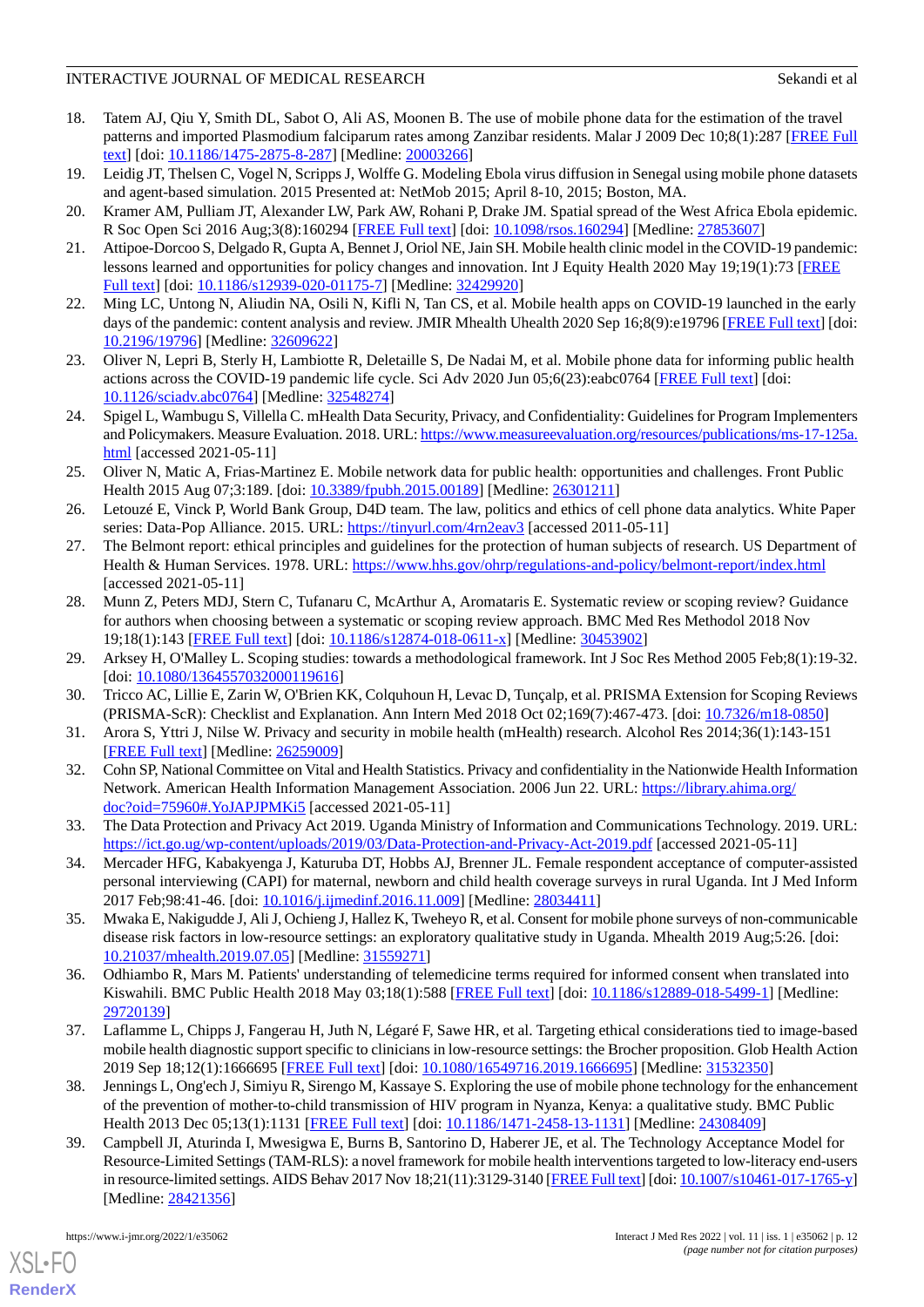18. Tatem AJ, Qiu Y, Smith DL, Sabot O, Ali AS, Moonen B. The use of mobile phone data for the estimation of the travel patterns and imported Plasmodium falciparum rates among Zanzibar residents. Malar J 2009 Dec 10;8(1):287 [FREE Full text] [doi: 10.1186/1475-2875-8-287] [Medline: 20003266]
19. Leidig JT, Thelsen C, Vogel N, Scripps J, Wolffe G. Modeling Ebola virus diffusion in Senegal using mobile phone datasets and agent-based simulation. 2015 Presented at: NetMob 2015; April 8-10, 2015; Boston, MA.
20. Kramer AM, Pulliam JT, Alexander LW, Park AW, Rohani P, Drake JM. Spatial spread of the West Africa Ebola epidemic. R Soc Open Sci 2016 Aug;3(8):160294 [FREE Full text] [doi: 10.1098/rsos.160294] [Medline: 27853607]
21. Attipoe-Dorcoo S, Delgado R, Gupta A, Bennet J, Oriol NE, Jain SH. Mobile health clinic model in the COVID-19 pandemic: lessons learned and opportunities for policy changes and innovation. Int J Equity Health 2020 May 19;19(1):73 [FREE Full text] [doi: 10.1186/s12939-020-01175-7] [Medline: 32429920]
22. Ming LC, Untong N, Aliudin NA, Osili N, Kifli N, Tan CS, et al. Mobile health apps on COVID-19 launched in the early days of the pandemic: content analysis and review. JMIR Mhealth Uhealth 2020 Sep 16;8(9):e19796 [FREE Full text] [doi: 10.2196/19796] [Medline: 32609622]
23. Oliver N, Lepri B, Sterly H, Lambiotte R, Deletaille S, De Nadai M, et al. Mobile phone data for informing public health actions across the COVID-19 pandemic life cycle. Sci Adv 2020 Jun 05;6(23):eabc0764 [FREE Full text] [doi: 10.1126/sciadv.abc0764] [Medline: 32548274]
24. Spigel L, Wambugu S, Villella C. mHealth Data Security, Privacy, and Confidentiality: Guidelines for Program Implementers and Policymakers. Measure Evaluation. 2018. URL: https://www.measureevaluation.org/resources/publications/ms-17-125a.html [accessed 2021-05-11]
25. Oliver N, Matic A, Frias-Martinez E. Mobile network data for public health: opportunities and challenges. Front Public Health 2015 Aug 07;3:189. [doi: 10.3389/fpubh.2015.00189] [Medline: 26301211]
26. Letouzé E, Vinck P, World Bank Group, D4D team. The law, politics and ethics of cell phone data analytics. White Paper series: Data-Pop Alliance. 2015. URL: https://tinyurl.com/4rn2eav3 [accessed 2011-05-11]
27. The Belmont report: ethical principles and guidelines for the protection of human subjects of research. US Department of Health & Human Services. 1978. URL: https://www.hhs.gov/ohrp/regulations-and-policy/belmont-report/index.html [accessed 2021-05-11]
28. Munn Z, Peters MDJ, Stern C, Tufanaru C, McArthur A, Aromataris E. Systematic review or scoping review? Guidance for authors when choosing between a systematic or scoping review approach. BMC Med Res Methodol 2018 Nov 19;18(1):143 [FREE Full text] [doi: 10.1186/s12874-018-0611-x] [Medline: 30453902]
29. Arksey H, O'Malley L. Scoping studies: towards a methodological framework. Int J Soc Res Method 2005 Feb;8(1):19-32. [doi: 10.1080/1364557032000119616]
30. Tricco AC, Lillie E, Zarin W, O'Brien KK, Colquhoun H, Levac D, Tunçalp, et al. PRISMA Extension for Scoping Reviews (PRISMA-ScR): Checklist and Explanation. Ann Intern Med 2018 Oct 02;169(7):467-473. [doi: 10.7326/m18-0850]
31. Arora S, Yttri J, Nilse W. Privacy and security in mobile health (mHealth) research. Alcohol Res 2014;36(1):143-151 [FREE Full text] [Medline: 26259009]
32. Cohn SP, National Committee on Vital and Health Statistics. Privacy and confidentiality in the Nationwide Health Information Network. American Health Information Management Association. 2006 Jun 22. URL: https://library.ahima.org/doc?oid=75960#.YoJAPJPMKi5 [accessed 2021-05-11]
33. The Data Protection and Privacy Act 2019. Uganda Ministry of Information and Communications Technology. 2019. URL: https://ict.go.ug/wp-content/uploads/2019/03/Data-Protection-and-Privacy-Act-2019.pdf [accessed 2021-05-11]
34. Mercader HFG, Kabakyenga J, Katuruba DT, Hobbs AJ, Brenner JL. Female respondent acceptance of computer-assisted personal interviewing (CAPI) for maternal, newborn and child health coverage surveys in rural Uganda. Int J Med Inform 2017 Feb;98:41-46. [doi: 10.1016/j.ijmedinf.2016.11.009] [Medline: 28034411]
35. Mwaka E, Nakigudde J, Ali J, Ochieng J, Hallez K, Tweheyo R, et al. Consent for mobile phone surveys of non-communicable disease risk factors in low-resource settings: an exploratory qualitative study in Uganda. Mhealth 2019 Aug;5:26. [doi: 10.21037/mhealth.2019.07.05] [Medline: 31559271]
36. Odhiambo R, Mars M. Patients' understanding of telemedicine terms required for informed consent when translated into Kiswahili. BMC Public Health 2018 May 03;18(1):588 [FREE Full text] [doi: 10.1186/s12889-018-5499-1] [Medline: 29720139]
37. Laflamme L, Chipps J, Fangerau H, Juth N, Légaré F, Sawe HR, et al. Targeting ethical considerations tied to image-based mobile health diagnostic support specific to clinicians in low-resource settings: the Brocher proposition. Glob Health Action 2019 Sep 18;12(1):1666695 [FREE Full text] [doi: 10.1080/16549716.2019.1666695] [Medline: 31532350]
38. Jennings L, Ong'ech J, Simiyu R, Sirengo M, Kassaye S. Exploring the use of mobile phone technology for the enhancement of the prevention of mother-to-child transmission of HIV program in Nyanza, Kenya: a qualitative study. BMC Public Health 2013 Dec 05;13(1):1131 [FREE Full text] [doi: 10.1186/1471-2458-13-1131] [Medline: 24308409]
39. Campbell JI, Aturinda I, Mwesigwa E, Burns B, Santorino D, Haberer JE, et al. The Technology Acceptance Model for Resource-Limited Settings (TAM-RLS): a novel framework for mobile health interventions targeted to low-literacy end-users in resource-limited settings. AIDS Behav 2017 Nov 18;21(11):3129-3140 [FREE Full text] [doi: 10.1007/s10461-017-1765-y] [Medline: 28421356]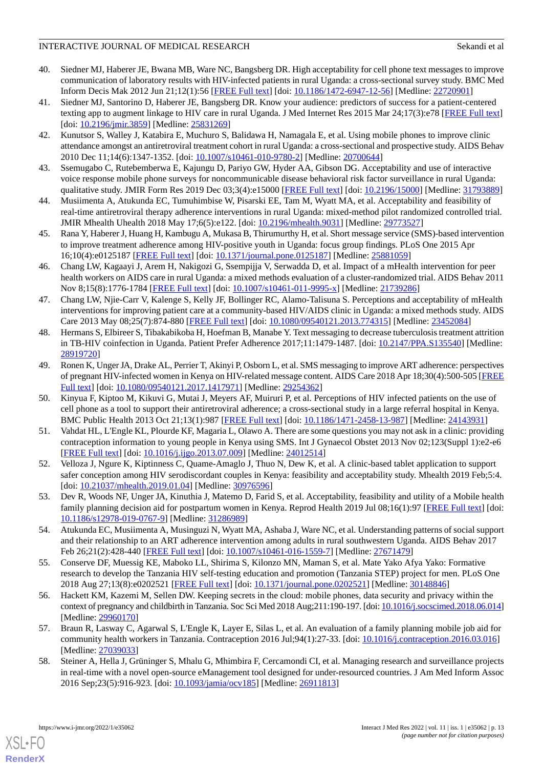40. Siedner MJ, Haberer JE, Bwana MB, Ware NC, Bangsberg DR. High acceptability for cell phone text messages to improve communication of laboratory results with HIV-infected patients in rural Uganda: a cross-sectional survey study. BMC Med Inform Decis Mak 2012 Jun 21;12(1):56 [FREE Full text] [doi: 10.1186/1472-6947-12-56] [Medline: 22720901]
41. Siedner MJ, Santorino D, Haberer JE, Bangsberg DR. Know your audience: predictors of success for a patient-centered texting app to augment linkage to HIV care in rural Uganda. J Med Internet Res 2015 Mar 24;17(3):e78 [FREE Full text] [doi: 10.2196/jmir.3859] [Medline: 25831269]
42. Kunutsor S, Walley J, Katabira E, Muchuro S, Balidawa H, Namagala E, et al. Using mobile phones to improve clinic attendance amongst an antiretroviral treatment cohort in rural Uganda: a cross-sectional and prospective study. AIDS Behav 2010 Dec 11;14(6):1347-1352. [doi: 10.1007/s10461-010-9780-2] [Medline: 20700644]
43. Ssemugabo C, Rutebemberwa E, Kajungu D, Pariyo GW, Hyder AA, Gibson DG. Acceptability and use of interactive voice response mobile phone surveys for noncommunicable disease behavioral risk factor surveillance in rural Uganda: qualitative study. JMIR Form Res 2019 Dec 03;3(4):e15000 [FREE Full text] [doi: 10.2196/15000] [Medline: 31793889]
44. Musiimenta A, Atukunda EC, Tumuhimbise W, Pisarski EE, Tam M, Wyatt MA, et al. Acceptability and feasibility of real-time antiretroviral therapy adherence interventions in rural Uganda: mixed-method pilot randomized controlled trial. JMIR Mhealth Uhealth 2018 May 17;6(5):e122. [doi: 10.2196/mhealth.9031] [Medline: 29773527]
45. Rana Y, Haberer J, Huang H, Kambugu A, Mukasa B, Thirumurthy H, et al. Short message service (SMS)-based intervention to improve treatment adherence among HIV-positive youth in Uganda: focus group findings. PLoS One 2015 Apr 16;10(4):e0125187 [FREE Full text] [doi: 10.1371/journal.pone.0125187] [Medline: 25881059]
46. Chang LW, Kagaayi J, Arem H, Nakigozi G, Ssempijja V, Serwadda D, et al. Impact of a mHealth intervention for peer health workers on AIDS care in rural Uganda: a mixed methods evaluation of a cluster-randomized trial. AIDS Behav 2011 Nov 8;15(8):1776-1784 [FREE Full text] [doi: 10.1007/s10461-011-9995-x] [Medline: 21739286]
47. Chang LW, Njie-Carr V, Kalenge S, Kelly JF, Bollinger RC, Alamo-Talisuna S. Perceptions and acceptability of mHealth interventions for improving patient care at a community-based HIV/AIDS clinic in Uganda: a mixed methods study. AIDS Care 2013 May 08;25(7):874-880 [FREE Full text] [doi: 10.1080/09540121.2013.774315] [Medline: 23452084]
48. Hermans S, Elbireer S, Tibakabikoba H, Hoefman B, Manabe Y. Text messaging to decrease tuberculosis treatment attrition in TB-HIV coinfection in Uganda. Patient Prefer Adherence 2017;11:1479-1487. [doi: 10.2147/PPA.S135540] [Medline: 28919720]
49. Ronen K, Unger JA, Drake AL, Perrier T, Akinyi P, Osborn L, et al. SMS messaging to improve ART adherence: perspectives of pregnant HIV-infected women in Kenya on HIV-related message content. AIDS Care 2018 Apr 18;30(4):500-505 [FREE Full text] [doi: 10.1080/09540121.2017.1417971] [Medline: 29254362]
50. Kinyua F, Kiptoo M, Kikuvi G, Mutai J, Meyers AF, Muiruri P, et al. Perceptions of HIV infected patients on the use of cell phone as a tool to support their antiretroviral adherence; a cross-sectional study in a large referral hospital in Kenya. BMC Public Health 2013 Oct 21;13(1):987 [FREE Full text] [doi: 10.1186/1471-2458-13-987] [Medline: 24143931]
51. Vahdat HL, L'Engle KL, Plourde KF, Magaria L, Olawo A. There are some questions you may not ask in a clinic: providing contraception information to young people in Kenya using SMS. Int J Gynaecol Obstet 2013 Nov 02;123(Suppl 1):e2-e6 [FREE Full text] [doi: 10.1016/j.ijgo.2013.07.009] [Medline: 24012514]
52. Velloza J, Ngure K, Kiptinness C, Quame-Amaglo J, Thuo N, Dew K, et al. A clinic-based tablet application to support safer conception among HIV serodiscordant couples in Kenya: feasibility and acceptability study. Mhealth 2019 Feb;5:4. [doi: 10.21037/mhealth.2019.01.04] [Medline: 30976596]
53. Dev R, Woods NF, Unger JA, Kinuthia J, Matemo D, Farid S, et al. Acceptability, feasibility and utility of a Mobile health family planning decision aid for postpartum women in Kenya. Reprod Health 2019 Jul 08;16(1):97 [FREE Full text] [doi: 10.1186/s12978-019-0767-9] [Medline: 31286989]
54. Atukunda EC, Musiimenta A, Musinguzi N, Wyatt MA, Ashaba J, Ware NC, et al. Understanding patterns of social support and their relationship to an ART adherence intervention among adults in rural southwestern Uganda. AIDS Behav 2017 Feb 26;21(2):428-440 [FREE Full text] [doi: 10.1007/s10461-016-1559-7] [Medline: 27671479]
55. Conserve DF, Muessig KE, Maboko LL, Shirima S, Kilonzo MN, Maman S, et al. Mate Yako Afya Yako: Formative research to develop the Tanzania HIV self-testing education and promotion (Tanzania STEP) project for men. PLoS One 2018 Aug 27;13(8):e0202521 [FREE Full text] [doi: 10.1371/journal.pone.0202521] [Medline: 30148846]
56. Hackett KM, Kazemi M, Sellen DW. Keeping secrets in the cloud: mobile phones, data security and privacy within the context of pregnancy and childbirth in Tanzania. Soc Sci Med 2018 Aug;211:190-197. [doi: 10.1016/j.socscimed.2018.06.014] [Medline: 29960170]
57. Braun R, Lasway C, Agarwal S, L'Engle K, Layer E, Silas L, et al. An evaluation of a family planning mobile job aid for community health workers in Tanzania. Contraception 2016 Jul;94(1):27-33. [doi: 10.1016/j.contraception.2016.03.016] [Medline: 27039033]
58. Steiner A, Hella J, Grüninger S, Mhalu G, Mhimbira F, Cercamondi CI, et al. Managing research and surveillance projects in real-time with a novel open-source eManagement tool designed for under-resourced countries. J Am Med Inform Assoc 2016 Sep;23(5):916-923. [doi: 10.1093/jamia/ocv185] [Medline: 26911813]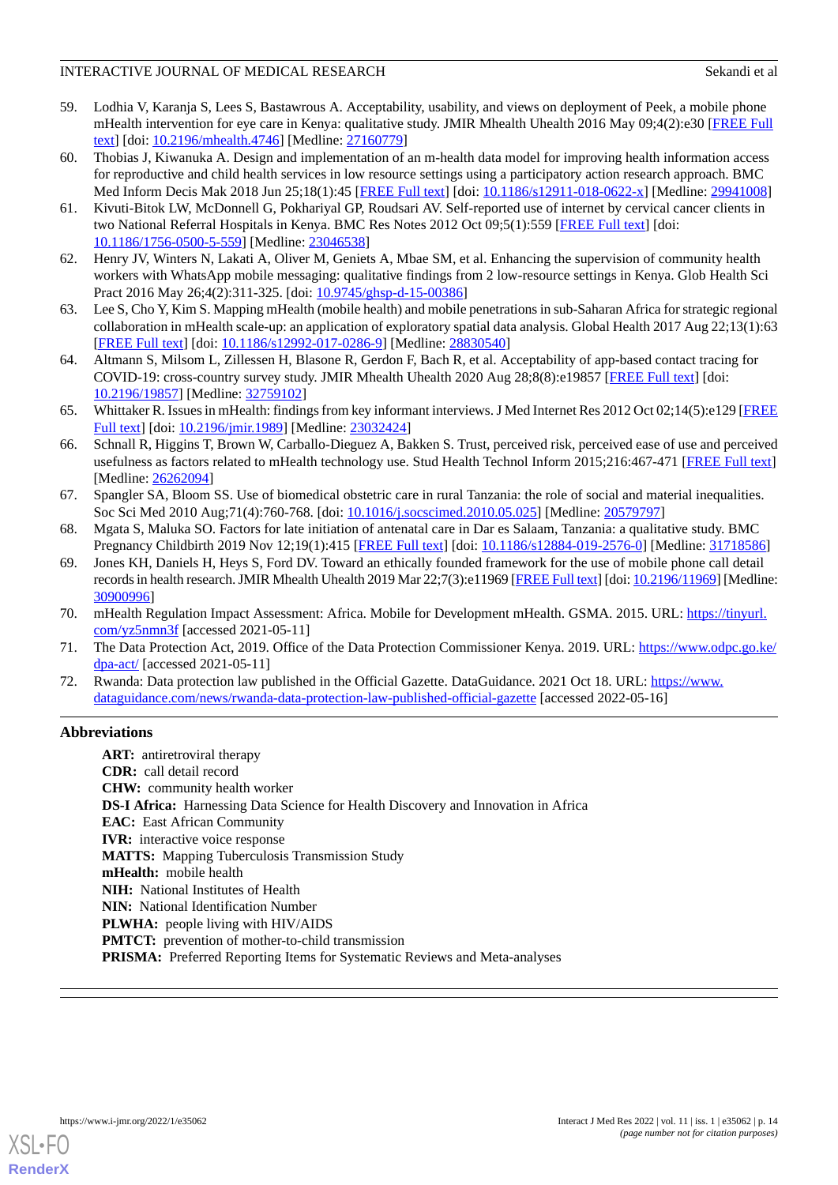59. Lodhia V, Karanja S, Lees S, Bastawrous A. Acceptability, usability, and views on deployment of Peek, a mobile phone mHealth intervention for eye care in Kenya: qualitative study. JMIR Mhealth Uhealth 2016 May 09;4(2):e30 [FREE Full text] [doi: 10.2196/mhealth.4746] [Medline: 27160779]
60. Thobias J, Kiwanuka A. Design and implementation of an m-health data model for improving health information access for reproductive and child health services in low resource settings using a participatory action research approach. BMC Med Inform Decis Mak 2018 Jun 25;18(1):45 [FREE Full text] [doi: 10.1186/s12911-018-0622-x] [Medline: 29941008]
61. Kivuti-Bitok LW, McDonnell G, Pokhariyal GP, Roudsari AV. Self-reported use of internet by cervical cancer clients in two National Referral Hospitals in Kenya. BMC Res Notes 2012 Oct 09;5(1):559 [FREE Full text] [doi: 10.1186/1756-0500-5-559] [Medline: 23046538]
62. Henry JV, Winters N, Lakati A, Oliver M, Geniets A, Mbae SM, et al. Enhancing the supervision of community health workers with WhatsApp mobile messaging: qualitative findings from 2 low-resource settings in Kenya. Glob Health Sci Pract 2016 May 26;4(2):311-325. [doi: 10.9745/ghsp-d-15-00386]
63. Lee S, Cho Y, Kim S. Mapping mHealth (mobile health) and mobile penetrations in sub-Saharan Africa for strategic regional collaboration in mHealth scale-up: an application of exploratory spatial data analysis. Global Health 2017 Aug 22;13(1):63 [FREE Full text] [doi: 10.1186/s12992-017-0286-9] [Medline: 28830540]
64. Altmann S, Milsom L, Zillessen H, Blasone R, Gerdon F, Bach R, et al. Acceptability of app-based contact tracing for COVID-19: cross-country survey study. JMIR Mhealth Uhealth 2020 Aug 28;8(8):e19857 [FREE Full text] [doi: 10.2196/19857] [Medline: 32759102]
65. Whittaker R. Issues in mHealth: findings from key informant interviews. J Med Internet Res 2012 Oct 02;14(5):e129 [FREE Full text] [doi: 10.2196/jmir.1989] [Medline: 23032424]
66. Schnall R, Higgins T, Brown W, Carballo-Dieguez A, Bakken S. Trust, perceived risk, perceived ease of use and perceived usefulness as factors related to mHealth technology use. Stud Health Technol Inform 2015;216:467-471 [FREE Full text] [Medline: 26262094]
67. Spangler SA, Bloom SS. Use of biomedical obstetric care in rural Tanzania: the role of social and material inequalities. Soc Sci Med 2010 Aug;71(4):760-768. [doi: 10.1016/j.socscimed.2010.05.025] [Medline: 20579797]
68. Mgata S, Maluka SO. Factors for late initiation of antenatal care in Dar es Salaam, Tanzania: a qualitative study. BMC Pregnancy Childbirth 2019 Nov 12;19(1):415 [FREE Full text] [doi: 10.1186/s12884-019-2576-0] [Medline: 31718586]
69. Jones KH, Daniels H, Heys S, Ford DV. Toward an ethically founded framework for the use of mobile phone call detail records in health research. JMIR Mhealth Uhealth 2019 Mar 22;7(3):e11969 [FREE Full text] [doi: 10.2196/11969] [Medline: 30900996]
70. mHealth Regulation Impact Assessment: Africa. Mobile for Development mHealth. GSMA. 2015. URL: https://tinyurl.com/yz5nmn3f [accessed 2021-05-11]
71. The Data Protection Act, 2019. Office of the Data Protection Commissioner Kenya. 2019. URL: https://www.odpc.go.ke/dpa-act/ [accessed 2021-05-11]
72. Rwanda: Data protection law published in the Official Gazette. DataGuidance. 2021 Oct 18. URL: https://www.dataguidance.com/news/rwanda-data-protection-law-published-official-gazette [accessed 2022-05-16]

## Abbreviations

**ART:** antiretroviral therapy
**CDR:** call detail record
**CHW:** community health worker
**DS-I Africa:** Harnessing Data Science for Health Discovery and Innovation in Africa
**EAC:** East African Community
**IVR:** interactive voice response
**MATTS:** Mapping Tuberculosis Transmission Study
**mHealth:** mobile health
**NIH:** National Institutes of Health
**NIN:** National Identification Number
**PLWHA:** people living with HIV/AIDS
**PMTCT:** prevention of mother-to-child transmission
**PRISMA:** Preferred Reporting Items for Systematic Reviews and Meta-analyses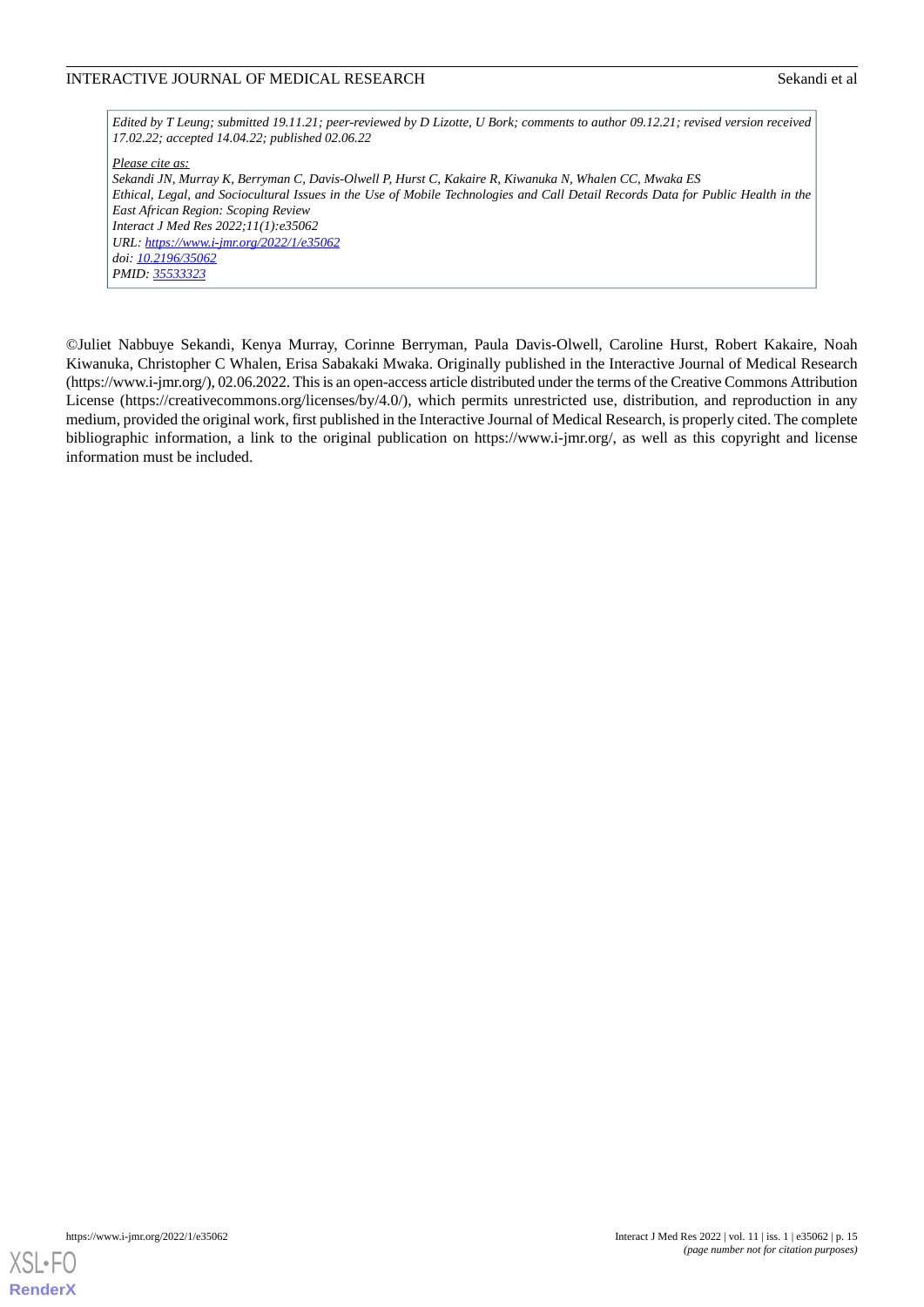*Edited by T Leung; submitted 19.11.21; peer-reviewed by D Lizotte, U Bork; comments to author 09.12.21; revised version received 17.02.22; accepted 14.04.22; published 02.06.22*

*Please cite as:*
*Sekandi JN, Murray K, Berryman C, Davis-Olwell P, Hurst C, Kakaire R, Kiwanuka N, Whalen CC, Mwaka ES*
*Ethical, Legal, and Sociocultural Issues in the Use of Mobile Technologies and Call Detail Records Data for Public Health in the East African Region: Scoping Review*
*Interact J Med Res 2022;11(1):e35062*
*URL: https://www.i-jmr.org/2022/1/e35062*
*doi: 10.2196/35062*
*PMID: 35533323*

©Juliet Nabbuye Sekandi, Kenya Murray, Corinne Berryman, Paula Davis-Olwell, Caroline Hurst, Robert Kakaire, Noah Kiwanuka, Christopher C Whalen, Erisa Sabakaki Mwaka. Originally published in the Interactive Journal of Medical Research (https://www.i-jmr.org/), 02.06.2022. This is an open-access article distributed under the terms of the Creative Commons Attribution License (https://creativecommons.org/licenses/by/4.0/), which permits unrestricted use, distribution, and reproduction in any medium, provided the original work, first published in the Interactive Journal of Medical Research, is properly cited. The complete bibliographic information, a link to the original publication on https://www.i-jmr.org/, as well as this copyright and license information must be included.